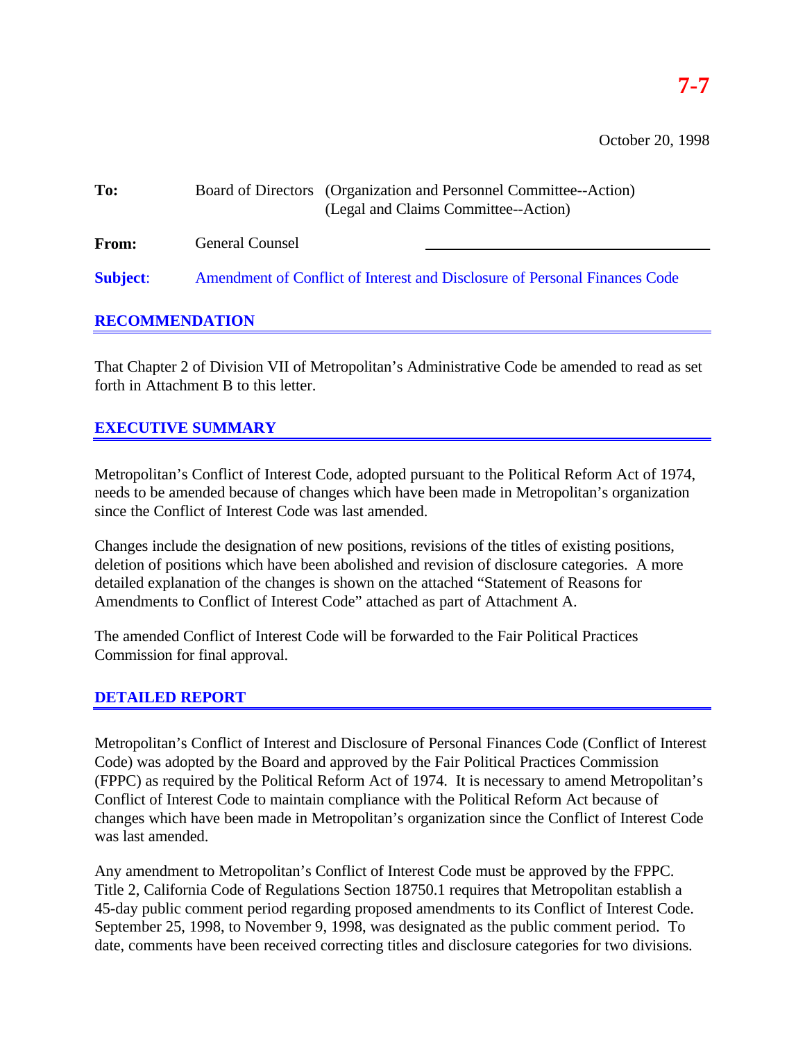# 7-7

October 20, 1998

**To:** Board of Directors (Organization and Personnel Committee--Action)
(Legal and Claims Committee--Action)

**From:** General Counsel

**Subject:** Amendment of Conflict of Interest and Disclosure of Personal Finances Code

## RECOMMENDATION

That Chapter 2 of Division VII of Metropolitan's Administrative Code be amended to read as set forth in Attachment B to this letter.

## EXECUTIVE SUMMARY

Metropolitan's Conflict of Interest Code, adopted pursuant to the Political Reform Act of 1974, needs to be amended because of changes which have been made in Metropolitan's organization since the Conflict of Interest Code was last amended.

Changes include the designation of new positions, revisions of the titles of existing positions, deletion of positions which have been abolished and revision of disclosure categories. A more detailed explanation of the changes is shown on the attached "Statement of Reasons for Amendments to Conflict of Interest Code" attached as part of Attachment A.

The amended Conflict of Interest Code will be forwarded to the Fair Political Practices Commission for final approval.

## DETAILED REPORT

Metropolitan's Conflict of Interest and Disclosure of Personal Finances Code (Conflict of Interest Code) was adopted by the Board and approved by the Fair Political Practices Commission (FPPC) as required by the Political Reform Act of 1974. It is necessary to amend Metropolitan's Conflict of Interest Code to maintain compliance with the Political Reform Act because of changes which have been made in Metropolitan's organization since the Conflict of Interest Code was last amended.

Any amendment to Metropolitan's Conflict of Interest Code must be approved by the FPPC. Title 2, California Code of Regulations Section 18750.1 requires that Metropolitan establish a 45-day public comment period regarding proposed amendments to its Conflict of Interest Code. September 25, 1998, to November 9, 1998, was designated as the public comment period. To date, comments have been received correcting titles and disclosure categories for two divisions.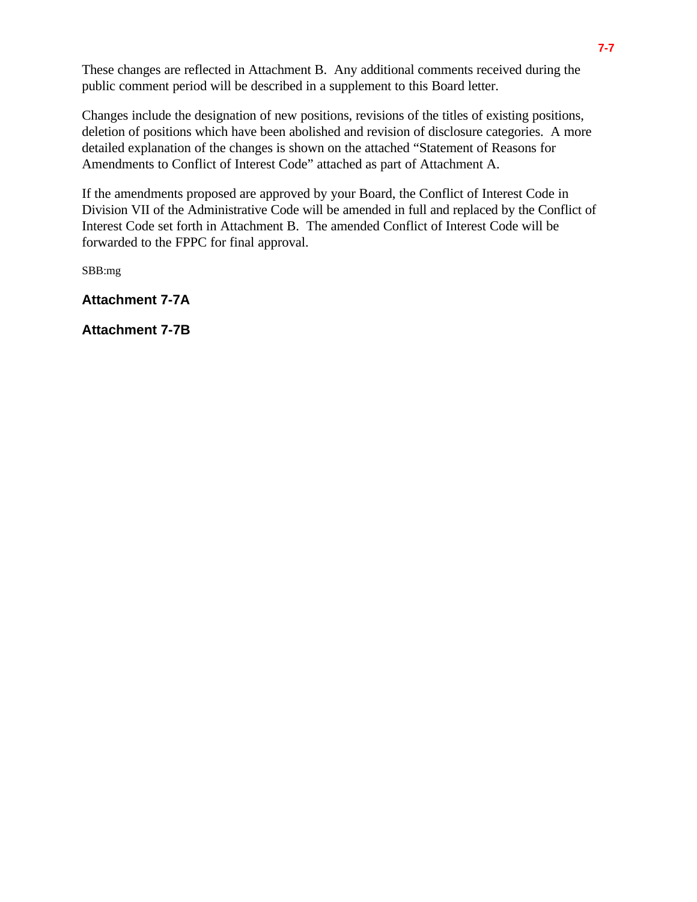These changes are reflected in Attachment B. Any additional comments received during the public comment period will be described in a supplement to this Board letter.

Changes include the designation of new positions, revisions of the titles of existing positions, deletion of positions which have been abolished and revision of disclosure categories. A more detailed explanation of the changes is shown on the attached "Statement of Reasons for Amendments to Conflict of Interest Code" attached as part of Attachment A.

If the amendments proposed are approved by your Board, the Conflict of Interest Code in Division VII of the Administrative Code will be amended in full and replaced by the Conflict of Interest Code set forth in Attachment B. The amended Conflict of Interest Code will be forwarded to the FPPC for final approval.

SBB:mg

**Attachment 7-7A**

**Attachment 7-7B**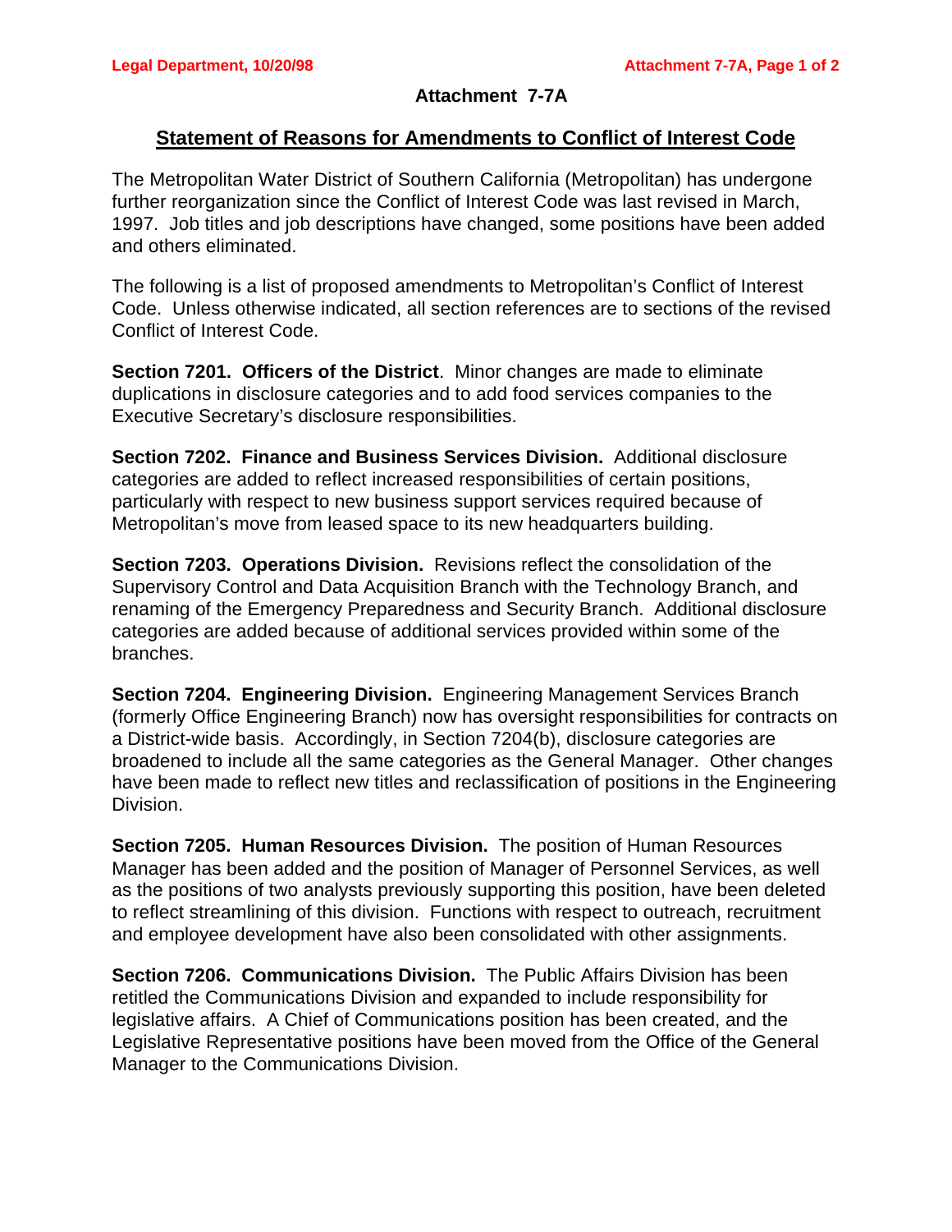# Attachment 7-7A

## Statement of Reasons for Amendments to Conflict of Interest Code

The Metropolitan Water District of Southern California (Metropolitan) has undergone further reorganization since the Conflict of Interest Code was last revised in March, 1997. Job titles and job descriptions have changed, some positions have been added and others eliminated.

The following is a list of proposed amendments to Metropolitan's Conflict of Interest Code. Unless otherwise indicated, all section references are to sections of the revised Conflict of Interest Code.

**Section 7201. Officers of the District**. Minor changes are made to eliminate duplications in disclosure categories and to add food services companies to the Executive Secretary's disclosure responsibilities.

**Section 7202. Finance and Business Services Division.** Additional disclosure categories are added to reflect increased responsibilities of certain positions, particularly with respect to new business support services required because of Metropolitan's move from leased space to its new headquarters building.

**Section 7203. Operations Division.** Revisions reflect the consolidation of the Supervisory Control and Data Acquisition Branch with the Technology Branch, and renaming of the Emergency Preparedness and Security Branch. Additional disclosure categories are added because of additional services provided within some of the branches.

**Section 7204. Engineering Division.** Engineering Management Services Branch (formerly Office Engineering Branch) now has oversight responsibilities for contracts on a District-wide basis. Accordingly, in Section 7204(b), disclosure categories are broadened to include all the same categories as the General Manager. Other changes have been made to reflect new titles and reclassification of positions in the Engineering Division.

**Section 7205. Human Resources Division.** The position of Human Resources Manager has been added and the position of Manager of Personnel Services, as well as the positions of two analysts previously supporting this position, have been deleted to reflect streamlining of this division. Functions with respect to outreach, recruitment and employee development have also been consolidated with other assignments.

**Section 7206. Communications Division.** The Public Affairs Division has been retitled the Communications Division and expanded to include responsibility for legislative affairs. A Chief of Communications position has been created, and the Legislative Representative positions have been moved from the Office of the General Manager to the Communications Division.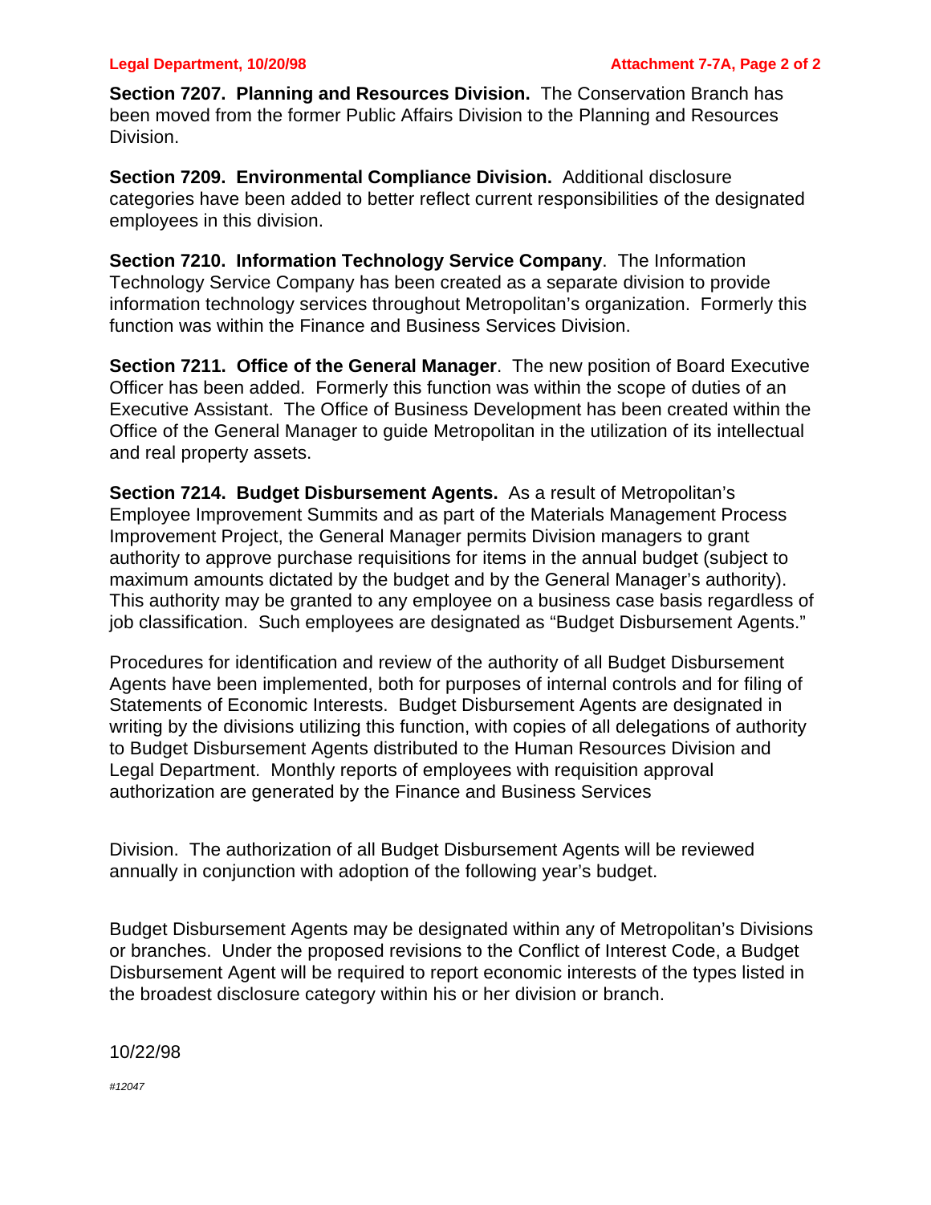**Section 7207. Planning and Resources Division.** The Conservation Branch has been moved from the former Public Affairs Division to the Planning and Resources Division.

**Section 7209. Environmental Compliance Division.** Additional disclosure categories have been added to better reflect current responsibilities of the designated employees in this division.

**Section 7210. Information Technology Service Company**. The Information Technology Service Company has been created as a separate division to provide information technology services throughout Metropolitan's organization. Formerly this function was within the Finance and Business Services Division.

**Section 7211. Office of the General Manager**. The new position of Board Executive Officer has been added. Formerly this function was within the scope of duties of an Executive Assistant. The Office of Business Development has been created within the Office of the General Manager to guide Metropolitan in the utilization of its intellectual and real property assets.

**Section 7214. Budget Disbursement Agents.** As a result of Metropolitan's Employee Improvement Summits and as part of the Materials Management Process Improvement Project, the General Manager permits Division managers to grant authority to approve purchase requisitions for items in the annual budget (subject to maximum amounts dictated by the budget and by the General Manager's authority). This authority may be granted to any employee on a business case basis regardless of job classification. Such employees are designated as "Budget Disbursement Agents."

Procedures for identification and review of the authority of all Budget Disbursement Agents have been implemented, both for purposes of internal controls and for filing of Statements of Economic Interests. Budget Disbursement Agents are designated in writing by the divisions utilizing this function, with copies of all delegations of authority to Budget Disbursement Agents distributed to the Human Resources Division and Legal Department. Monthly reports of employees with requisition approval authorization are generated by the Finance and Business Services Division. The authorization of all Budget Disbursement Agents will be reviewed annually in conjunction with adoption of the following year's budget.

Budget Disbursement Agents may be designated within any of Metropolitan's Divisions or branches. Under the proposed revisions to the Conflict of Interest Code, a Budget Disbursement Agent will be required to report economic interests of the types listed in the broadest disclosure category within his or her division or branch.

10/22/98

*#12047*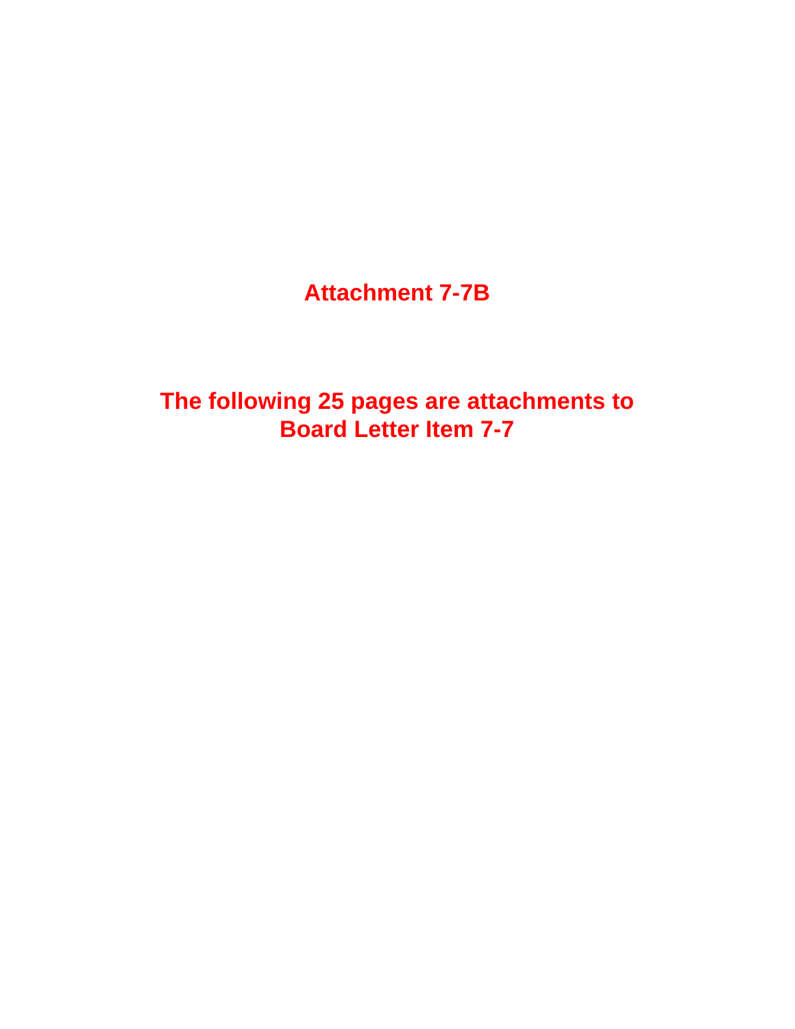# Attachment 7-7B

## The following 25 pages are attachments to Board Letter Item 7-7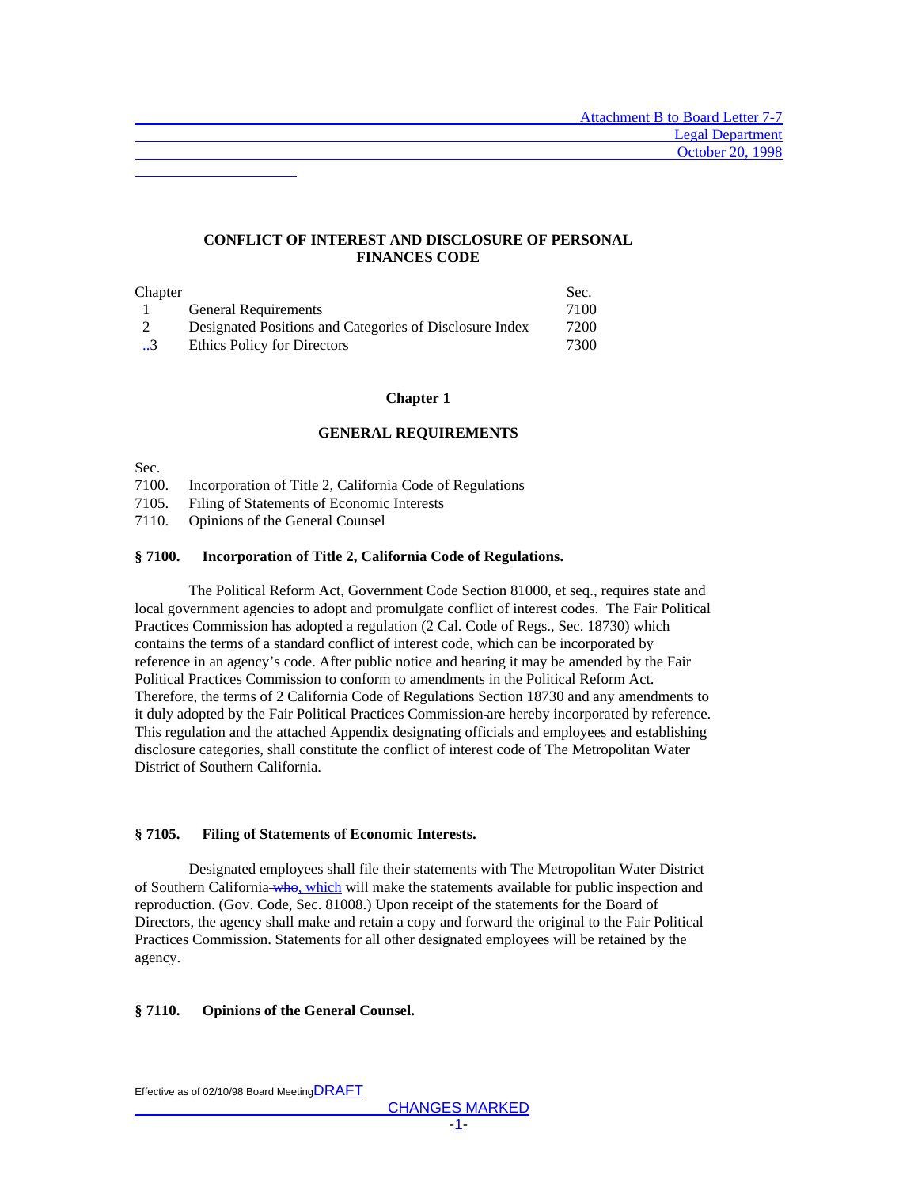Attachment B to Board Letter 7-7
Legal Department
October 20, 1998

## CONFLICT OF INTEREST AND DISCLOSURE OF PERSONAL FINANCES CODE

| Chapter | | Sec. |
|---|---|---|
| 1 | General Requirements | 7100 |
| 2 | Designated Positions and Categories of Disclosure Index | 7200 |
| 3 | Ethics Policy for Directors | 7300 |

### Chapter 1

### GENERAL REQUIREMENTS

Sec.
7100. Incorporation of Title 2, California Code of Regulations
7105. Filing of Statements of Economic Interests
7110. Opinions of the General Counsel

**§ 7100. Incorporation of Title 2, California Code of Regulations.**

The Political Reform Act, Government Code Section 81000, et seq., requires state and local government agencies to adopt and promulgate conflict of interest codes. The Fair Political Practices Commission has adopted a regulation (2 Cal. Code of Regs., Sec. 18730) which contains the terms of a standard conflict of interest code, which can be incorporated by reference in an agency's code. After public notice and hearing it may be amended by the Fair Political Practices Commission to conform to amendments in the Political Reform Act. Therefore, the terms of 2 California Code of Regulations Section 18730 and any amendments to it duly adopted by the Fair Political Practices Commission are hereby incorporated by reference. This regulation and the attached Appendix designating officials and employees and establishing disclosure categories, shall constitute the conflict of interest code of The Metropolitan Water District of Southern California.

**§ 7105. Filing of Statements of Economic Interests.**

Designated employees shall file their statements with The Metropolitan Water District of Southern California ~~who~~, which will make the statements available for public inspection and reproduction. (Gov. Code, Sec. 81008.) Upon receipt of the statements for the Board of Directors, the agency shall make and retain a copy and forward the original to the Fair Political Practices Commission. Statements for all other designated employees will be retained by the agency.

**§ 7110. Opinions of the General Counsel.**

Effective as of 02/10/98 Board Meeting DRAFT
CHANGES MARKED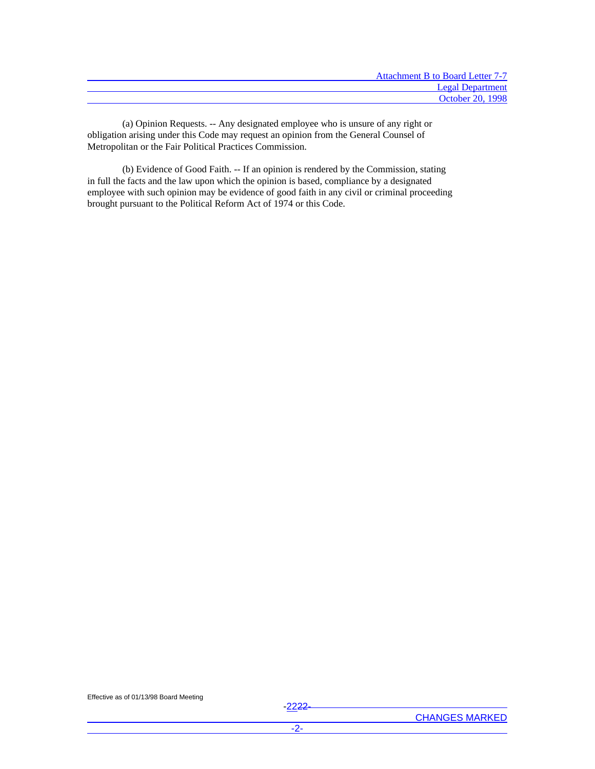(a) Opinion Requests. -- Any designated employee who is unsure of any right or obligation arising under this Code may request an opinion from the General Counsel of Metropolitan or the Fair Political Practices Commission.

(b) Evidence of Good Faith. -- If an opinion is rendered by the Commission, stating in full the facts and the law upon which the opinion is based, compliance by a designated employee with such opinion may be evidence of good faith in any civil or criminal proceeding brought pursuant to the Political Reform Act of 1974 or this Code.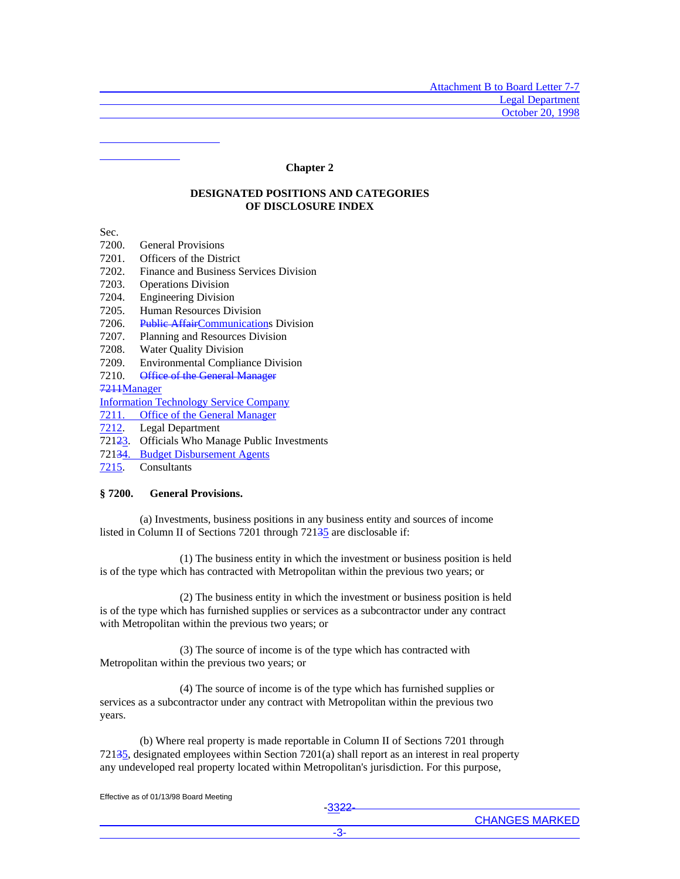Chapter 2

**DESIGNATED POSITIONS AND CATEGORIES OF DISCLOSURE INDEX**

Sec.
7200. General Provisions
7201. Officers of the District
7202. Finance and Business Services Division
7203. Operations Division
7204. Engineering Division
7205. Human Resources Division
7206. Public AffairCommunications Division
7207. Planning and Resources Division
7208. Water Quality Division
7209. Environmental Compliance Division
7210. Office of the General Manager
7211Manager
Information Technology Service Company
7211. Office of the General Manager
7212. Legal Department
72123. Officials Who Manage Public Investments
72134. Budget Disbursement Agents
7215. Consultants

**§ 7200. General Provisions.**

(a) Investments, business positions in any business entity and sources of income listed in Column II of Sections 7201 through 72135 are disclosable if:

(1) The business entity in which the investment or business position is held is of the type which has contracted with Metropolitan within the previous two years; or

(2) The business entity in which the investment or business position is held is of the type which has furnished supplies or services as a subcontractor under any contract with Metropolitan within the previous two years; or

(3) The source of income is of the type which has contracted with Metropolitan within the previous two years; or

(4) The source of income is of the type which has furnished supplies or services as a subcontractor under any contract with Metropolitan within the previous two years.

(b) Where real property is made reportable in Column II of Sections 7201 through 72135, designated employees within Section 7201(a) shall report as an interest in real property any undeveloped real property located within Metropolitan's jurisdiction. For this purpose,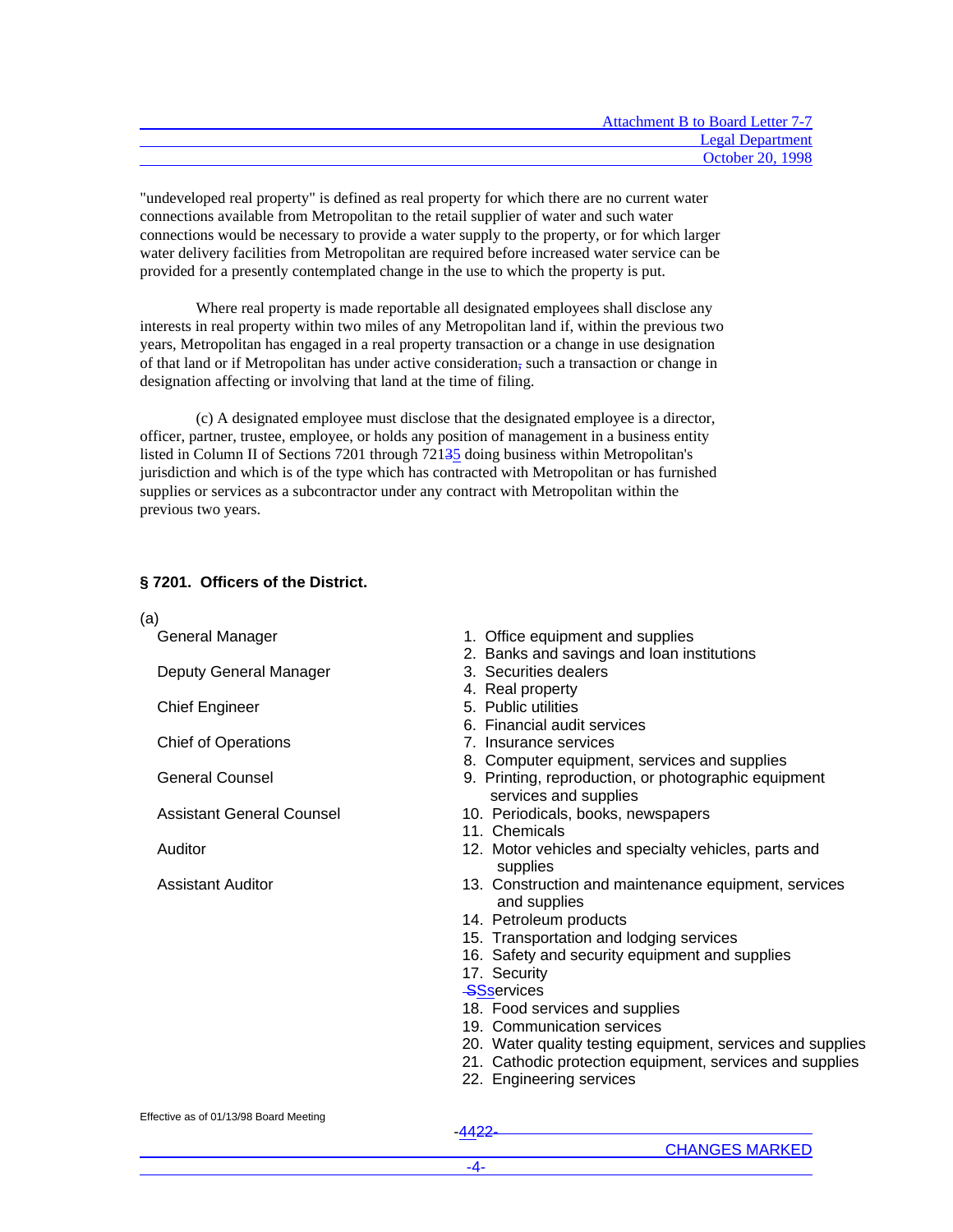"undeveloped real property" is defined as real property for which there are no current water connections available from Metropolitan to the retail supplier of water and such water connections would be necessary to provide a water supply to the property, or for which larger water delivery facilities from Metropolitan are required before increased water service can be provided for a presently contemplated change in the use to which the property is put.

Where real property is made reportable all designated employees shall disclose any interests in real property within two miles of any Metropolitan land if, within the previous two years, Metropolitan has engaged in a real property transaction or a change in use designation of that land or if Metropolitan has under active consideration, such a transaction or change in designation affecting or involving that land at the time of filing.

(c) A designated employee must disclose that the designated employee is a director, officer, partner, trustee, employee, or holds any position of management in a business entity listed in Column II of Sections 7201 through 72135 doing business within Metropolitan's jurisdiction and which is of the type which has contracted with Metropolitan or has furnished supplies or services as a subcontractor under any contract with Metropolitan within the previous two years.

### § 7201. Officers of the District.

(a)

| | |
|---|---|
| General Manager | 1. Office equipment and supplies |
| | 2. Banks and savings and loan institutions |
| Deputy General Manager | 3. Securities dealers |
| | 4. Real property |
| Chief Engineer | 5. Public utilities |
| | 6. Financial audit services |
| Chief of Operations | 7. Insurance services |
| | 8. Computer equipment, services and supplies |
| General Counsel | 9. Printing, reproduction, or photographic equipment services and supplies |
| Assistant General Counsel | 10. Periodicals, books, newspapers |
| | 11. Chemicals |
| Auditor | 12. Motor vehicles and specialty vehicles, parts and supplies |
| Assistant Auditor | 13. Construction and maintenance equipment, services and supplies |
| | 14. Petroleum products |
| | 15. Transportation and lodging services |
| | 16. Safety and security equipment and supplies |
| | 17. Security SSservices |
| | 18. Food services and supplies |
| | 19. Communication services |
| | 20. Water quality testing equipment, services and supplies |
| | 21. Cathodic protection equipment, services and supplies |
| | 22. Engineering services |

Effective as of 01/13/98 Board Meeting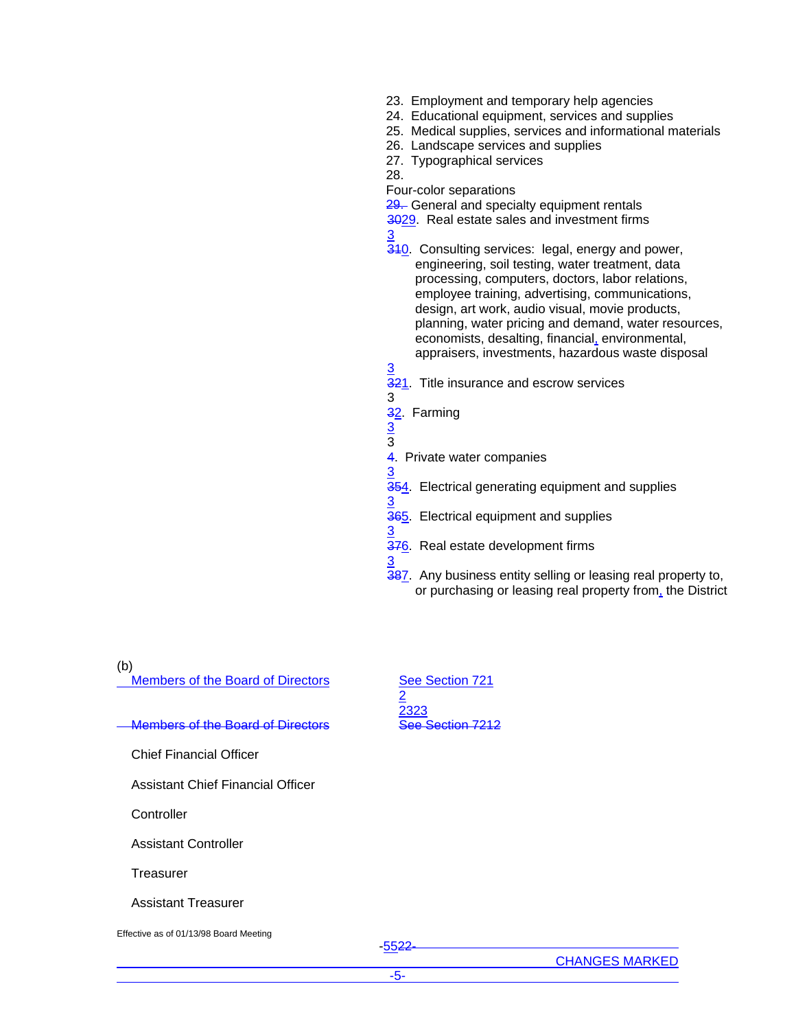23. Employment and temporary help agencies
24. Educational equipment, services and supplies
25. Medical supplies, services and informational materials
26. Landscape services and supplies
27. Typographical services
28.

Four-color separations

~~29.~~ General and specialty equipment rentals

~~30~~29. Real estate sales and investment firms

3

~~31~~0. Consulting services: legal, energy and power, engineering, soil testing, water treatment, data processing, computers, doctors, labor relations, employee training, advertising, communications, design, art work, audio visual, movie products, planning, water pricing and demand, water resources, economists, desalting, financial, environmental, appraisers, investments, hazardous waste disposal

3

~~32~~1. Title insurance and escrow services

3

~~3~~2. Farming

3

3

~~4~~. Private water companies

3

~~35~~4. Electrical generating equipment and supplies

3

~~36~~5. Electrical equipment and supplies

3

~~37~~6. Real estate development firms

3

~~38~~7. Any business entity selling or leasing real property to, or purchasing or leasing real property from, the District

(b)

| | |
|---|---|
| Members of the Board of Directors | See Section 721 2 2323 |
| ~~Members of the Board of Directors~~ | ~~See Section 7212~~ |
| Chief Financial Officer | |
| Assistant Chief Financial Officer | |
| Controller | |
| Assistant Controller | |
| Treasurer | |
| Assistant Treasurer | |

Effective as of 01/13/98 Board Meeting

CHANGES MARKED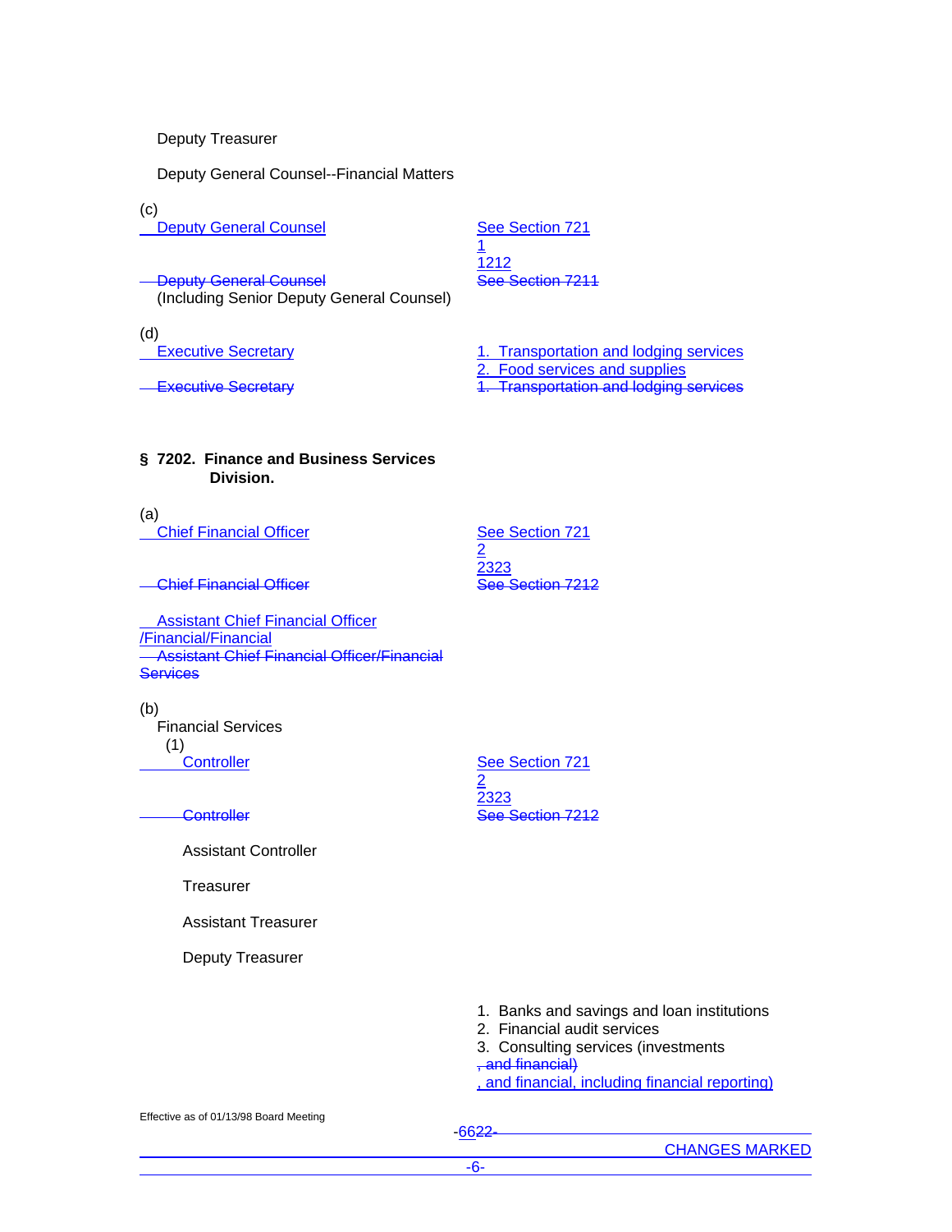Deputy Treasurer

Deputy General Counsel--Financial Matters

(c)

Deputy General Counsel — See Section 7211212

~~Deputy General Counsel~~ — ~~See Section 7211~~
(Including Senior Deputy General Counsel)

(d)

Executive Secretary
1. Transportation and lodging services
2. Food services and supplies

~~Executive Secretary~~
~~1. Transportation and lodging services~~

**§ 7202. Finance and Business Services Division.**

(a)

Chief Financial Officer — See Section 7212323

~~Chief Financial Officer~~ — ~~See Section 7212~~

Assistant Chief Financial Officer/Financial/Financial
~~Assistant Chief Financial Officer/Financial Services~~

(b)

Financial Services

(1)

Controller — See Section 7212323

~~Controller~~ — ~~See Section 7212~~

Assistant Controller

Treasurer

Assistant Treasurer

Deputy Treasurer

1. Banks and savings and loan institutions
2. Financial audit services
3. Consulting services (investments ~~, and financial)~~ , and financial, including financial reporting)

Effective as of 01/13/98 Board Meeting

CHANGES MARKED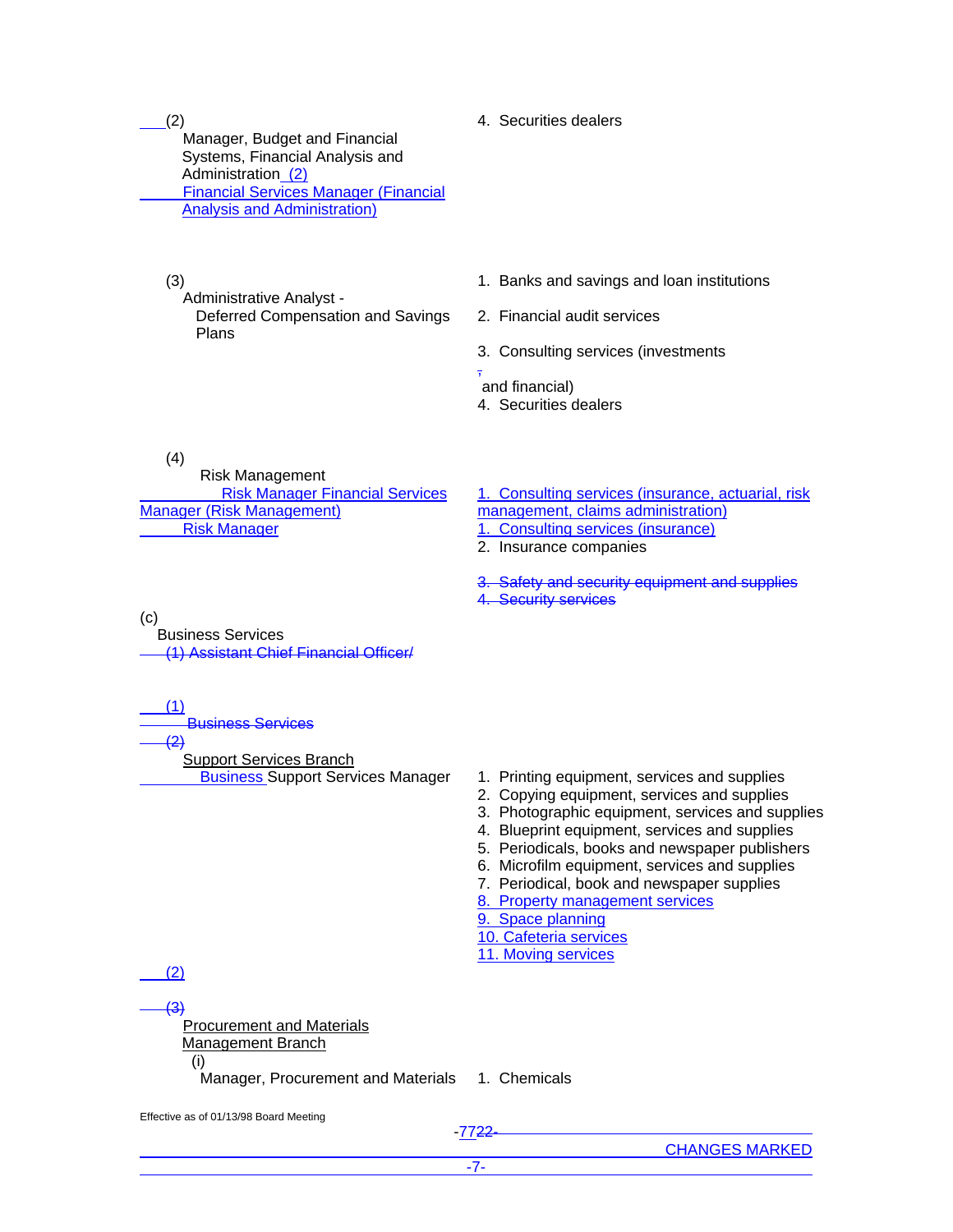(2) Manager, Budget and Financial Systems, Financial Analysis and Administration (2) Financial Services Manager (Financial Analysis and Administration)

4. Securities dealers

(3) Administrative Analyst - Deferred Compensation and Savings Plans

1. Banks and savings and loan institutions
2. Financial audit services
3. Consulting services (investments, and financial)
4. Securities dealers

(4) Risk Management Risk Manager Financial Services Manager (Risk Management) Risk Manager

1. Consulting services (insurance, actuarial, risk management, claims administration)
1. Consulting services (insurance)
2. Insurance companies
3. Safety and security equipment and supplies
4. Security services

(c) Business Services

(1) Assistant Chief Financial Officer/

(1) Business Services

(2) Support Services Branch
Business Support Services Manager

1. Printing equipment, services and supplies
2. Copying equipment, services and supplies
3. Photographic equipment, services and supplies
4. Blueprint equipment, services and supplies
5. Periodicals, books and newspaper publishers
6. Microfilm equipment, services and supplies
7. Periodical, book and newspaper supplies
8. Property management services
9. Space planning
10. Cafeteria services
11. Moving services

(2)

(3) Procurement and Materials Management Branch

(i) Manager, Procurement and Materials

1. Chemicals

Effective as of 01/13/98 Board Meeting

CHANGES MARKED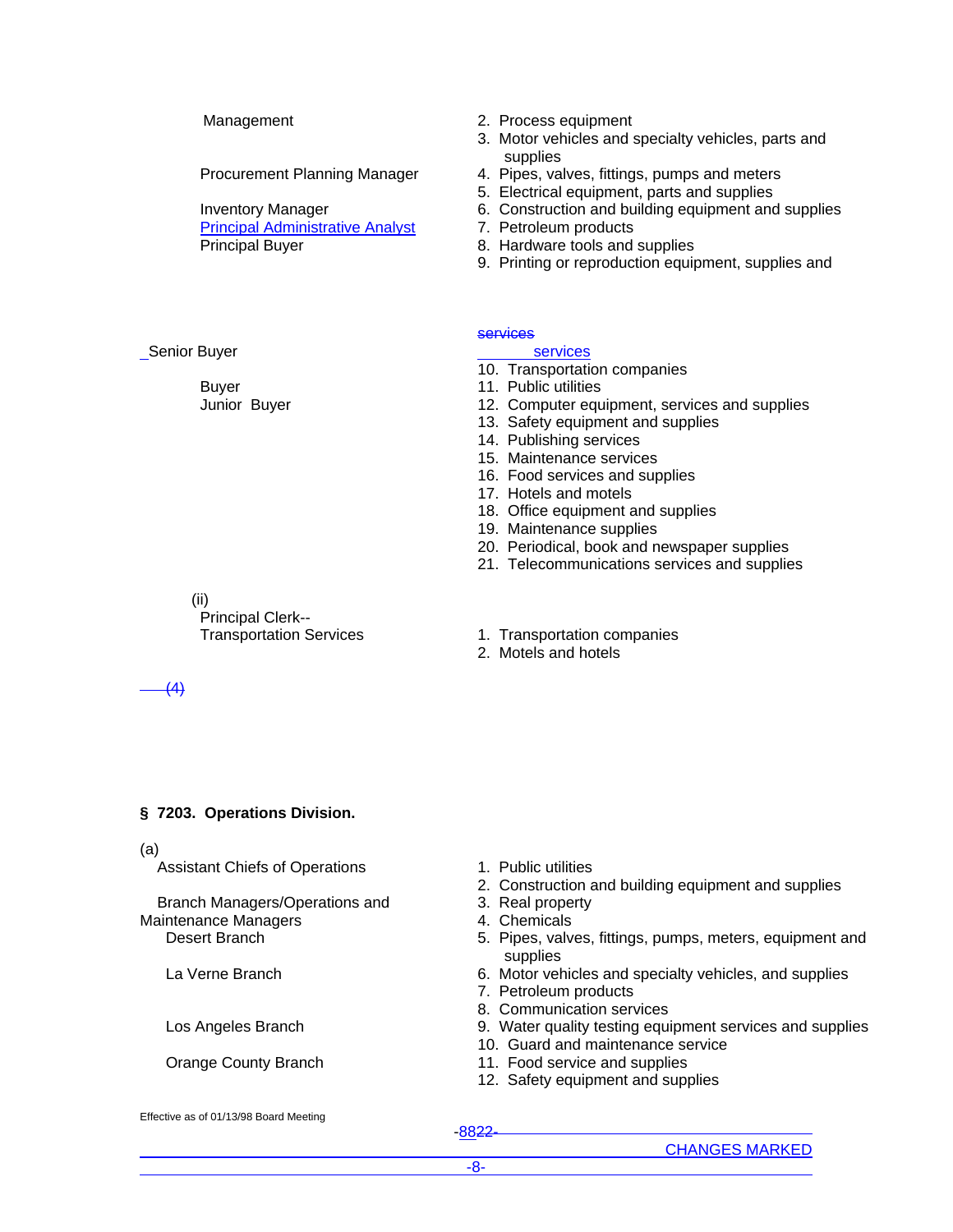| | |
|---|---|
| Management | 2. Process equipment |
| | 3. Motor vehicles and specialty vehicles, parts and supplies |
| Procurement Planning Manager | 4. Pipes, valves, fittings, pumps and meters |
| | 5. Electrical equipment, parts and supplies |
| Inventory Manager | 6. Construction and building equipment and supplies |
| Principal Administrative Analyst | 7. Petroleum products |
| Principal Buyer | 8. Hardware tools and supplies |
| | 9. Printing or reproduction equipment, supplies and services |
| Senior Buyer | services |
| | 10. Transportation companies |
| Buyer | 11. Public utilities |
| Junior Buyer | 12. Computer equipment, services and supplies |
| | 13. Safety equipment and supplies |
| | 14. Publishing services |
| | 15. Maintenance services |
| | 16. Food services and supplies |
| | 17. Hotels and motels |
| | 18. Office equipment and supplies |
| | 19. Maintenance supplies |
| | 20. Periodical, book and newspaper supplies |
| | 21. Telecommunications services and supplies |

(ii)

| | |
|---|---|
| Principal Clerk-- Transportation Services | 1. Transportation companies |
| | 2. Motels and hotels |

(4)

**§ 7203. Operations Division.**

(a)

| | |
|---|---|
| Assistant Chiefs of Operations | 1. Public utilities |
| | 2. Construction and building equipment and supplies |
| Branch Managers/Operations and Maintenance Managers | 3. Real property |
| | 4. Chemicals |
| Desert Branch | 5. Pipes, valves, fittings, pumps, meters, equipment and supplies |
| La Verne Branch | 6. Motor vehicles and specialty vehicles, and supplies |
| | 7. Petroleum products |
| | 8. Communication services |
| Los Angeles Branch | 9. Water quality testing equipment services and supplies |
| | 10. Guard and maintenance service |
| Orange County Branch | 11. Food service and supplies |
| | 12. Safety equipment and supplies |

Effective as of 01/13/98 Board Meeting

CHANGES MARKED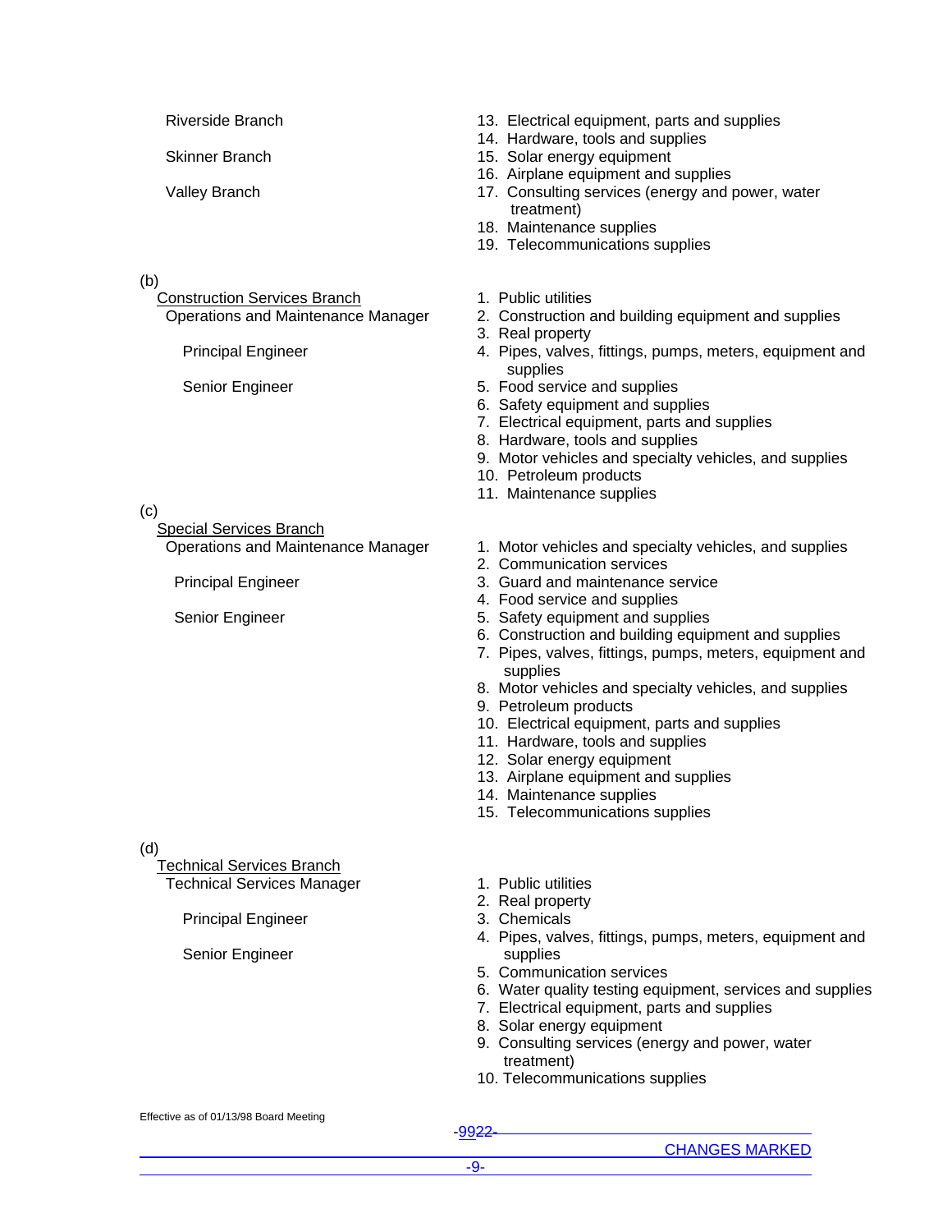Riverside Branch

Skinner Branch

Valley Branch

13. Electrical equipment, parts and supplies
14. Hardware, tools and supplies
15. Solar energy equipment
16. Airplane equipment and supplies
17. Consulting services (energy and power, water treatment)
18. Maintenance supplies
19. Telecommunications supplies

(b)
Construction Services Branch
Operations and Maintenance Manager

Principal Engineer

Senior Engineer

1. Public utilities
2. Construction and building equipment and supplies
3. Real property
4. Pipes, valves, fittings, pumps, meters, equipment and supplies
5. Food service and supplies
6. Safety equipment and supplies
7. Electrical equipment, parts and supplies
8. Hardware, tools and supplies
9. Motor vehicles and specialty vehicles, and supplies
10. Petroleum products
11. Maintenance supplies

(c)
Special Services Branch
Operations and Maintenance Manager

Principal Engineer

Senior Engineer

1. Motor vehicles and specialty vehicles, and supplies
2. Communication services
3. Guard and maintenance service
4. Food service and supplies
5. Safety equipment and supplies
6. Construction and building equipment and supplies
7. Pipes, valves, fittings, pumps, meters, equipment and supplies
8. Motor vehicles and specialty vehicles, and supplies
9. Petroleum products
10. Electrical equipment, parts and supplies
11. Hardware, tools and supplies
12. Solar energy equipment
13. Airplane equipment and supplies
14. Maintenance supplies
15. Telecommunications supplies

(d)
Technical Services Branch
Technical Services Manager

Principal Engineer

Senior Engineer

1. Public utilities
2. Real property
3. Chemicals
4. Pipes, valves, fittings, pumps, meters, equipment and supplies
5. Communication services
6. Water quality testing equipment, services and supplies
7. Electrical equipment, parts and supplies
8. Solar energy equipment
9. Consulting services (energy and power, water treatment)
10. Telecommunications supplies

Effective as of 01/13/98 Board Meeting

CHANGES MARKED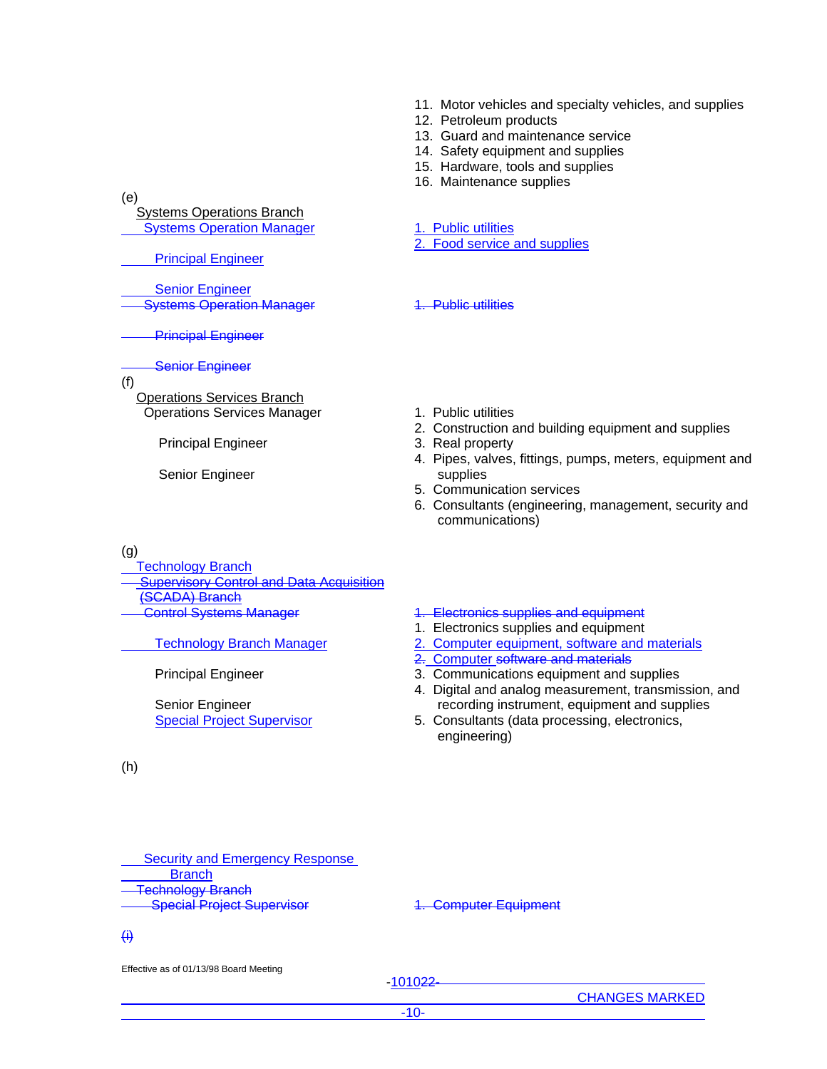11. Motor vehicles and specialty vehicles, and supplies
12. Petroleum products
13. Guard and maintenance service
14. Safety equipment and supplies
15. Hardware, tools and supplies
16. Maintenance supplies

| | |
|---|---|
| (e) | |
| Systems Operations Branch | |
| Systems Operation Manager | 1. Public utilities<br>2. Food service and supplies |
| Principal Engineer | |
| Senior Engineer | |
| ~~Systems Operation Manager~~ | ~~1. Public utilities~~ |
| ~~Principal Engineer~~ | |
| ~~Senior Engineer~~ | |
| (f) | |
| Operations Services Branch | |
| Operations Services Manager<br><br>Principal Engineer<br><br>Senior Engineer | 1. Public utilities<br>2. Construction and building equipment and supplies<br>3. Real property<br>4. Pipes, valves, fittings, pumps, meters, equipment and supplies<br>5. Communication services<br>6. Consultants (engineering, management, security and communications) |
| (g) | |
| Technology Branch | |
| ~~Supervisory Control and Data Acquisition (SCADA) Branch~~ | |
| ~~Control Systems Manager~~ | ~~1. Electronics supplies and equipment~~ |
| Technology Branch Manager<br><br>Principal Engineer<br><br>Senior Engineer<br>Special Project Supervisor | 1. Electronics supplies and equipment<br>2. Computer equipment, software and materials<br>~~2.~~ Computer ~~software and materials~~<br>3. Communications equipment and supplies<br>4. Digital and analog measurement, transmission, and recording instrument, equipment and supplies<br>5. Consultants (data processing, electronics, engineering) |
| (h) | |
| Security and Emergency Response Branch | |
| ~~Technology Branch~~ | |
| ~~Special Project Supervisor~~ | ~~1. Computer Equipment~~ |
| ~~(i)~~ | |

Effective as of 01/13/98 Board Meeting

CHANGES MARKED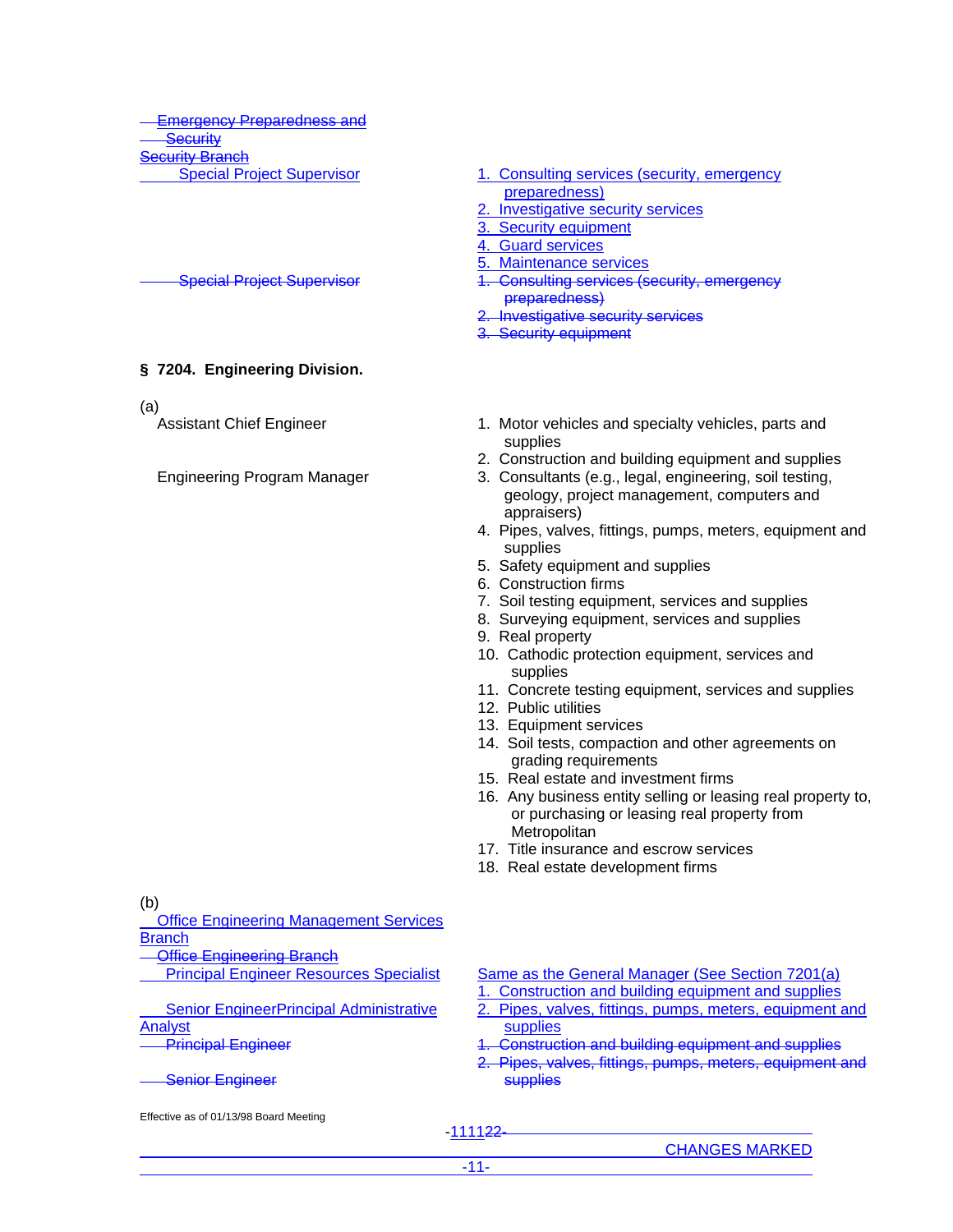~~Emergency Preparedness and Security~~
~~Security Branch~~

| | |
|---|---|
| Special Project Supervisor | 1. Consulting services (security, emergency preparedness)<br>2. Investigative security services<br>3. Security equipment<br>4. Guard services<br>5. Maintenance services |
| ~~Special Project Supervisor~~ | ~~1. Consulting services (security, emergency preparedness)~~<br>~~2. Investigative security services~~<br>~~3. Security equipment~~ |

## § 7204. Engineering Division.

(a)

| | |
|---|---|
| Assistant Chief Engineer<br><br>Engineering Program Manager | 1. Motor vehicles and specialty vehicles, parts and supplies<br>2. Construction and building equipment and supplies<br>3. Consultants (e.g., legal, engineering, soil testing, geology, project management, computers and appraisers)<br>4. Pipes, valves, fittings, pumps, meters, equipment and supplies<br>5. Safety equipment and supplies<br>6. Construction firms<br>7. Soil testing equipment, services and supplies<br>8. Surveying equipment, services and supplies<br>9. Real property<br>10. Cathodic protection equipment, services and supplies<br>11. Concrete testing equipment, services and supplies<br>12. Public utilities<br>13. Equipment services<br>14. Soil tests, compaction and other agreements on grading requirements<br>15. Real estate and investment firms<br>16. Any business entity selling or leasing real property to, or purchasing or leasing real property from Metropolitan<br>17. Title insurance and escrow services<br>18. Real estate development firms |

(b)

Office Engineering Management Services Branch
~~Office Engineering Branch~~

| | |
|---|---|
| Principal Engineer Resources Specialist | Same as the General Manager (See Section 7201(a) |
| Senior EngineerPrincipal Administrative Analyst | 1. Construction and building equipment and supplies<br>2. Pipes, valves, fittings, pumps, meters, equipment and supplies |
| ~~Principal Engineer~~<br><br>~~Senior Engineer~~ | ~~1. Construction and building equipment and supplies~~<br>~~2. Pipes, valves, fittings, pumps, meters, equipment and supplies~~ |

Effective as of 01/13/98 Board Meeting

CHANGES MARKED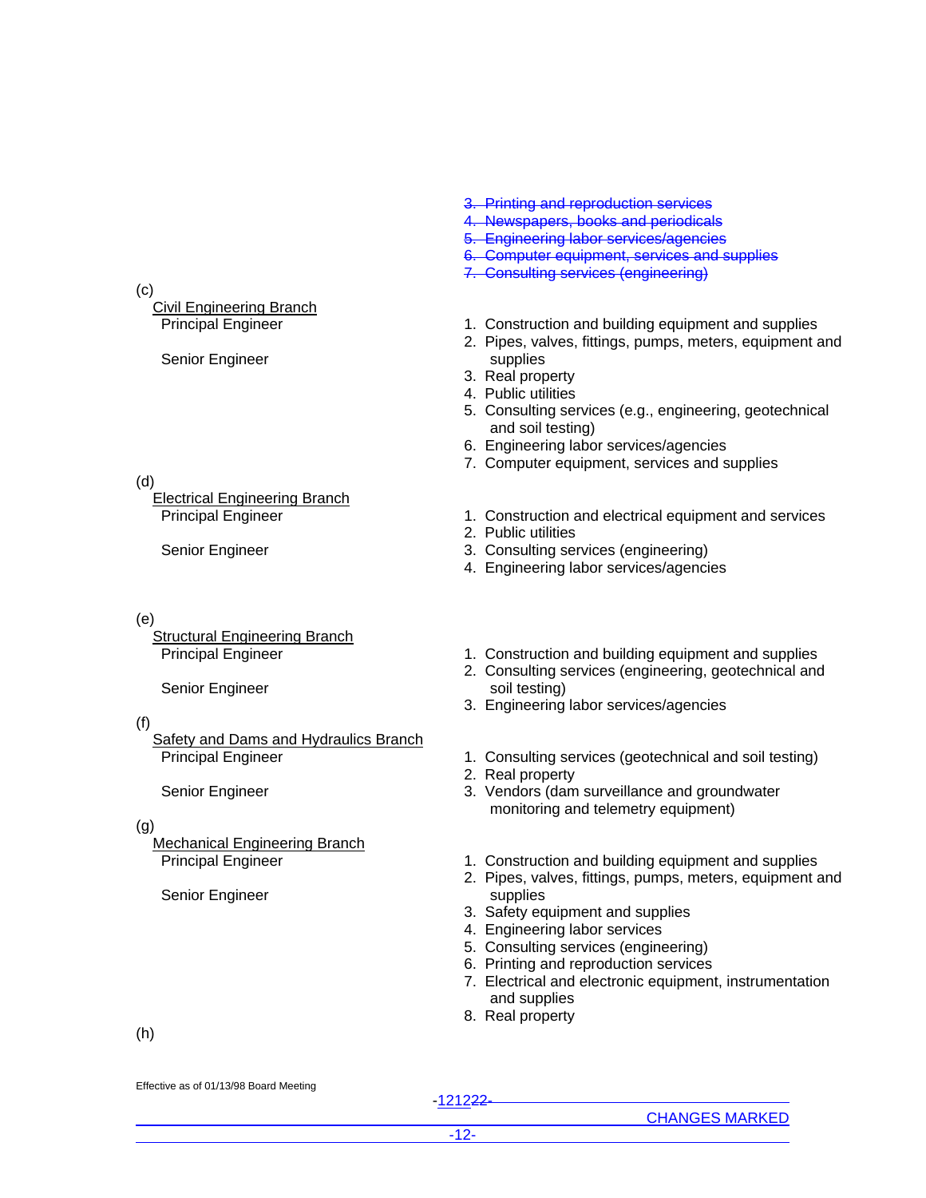~~3. Printing and reproduction services~~
~~4. Newspapers, books and periodicals~~
~~5. Engineering labor services/agencies~~
~~6. Computer equipment, services and supplies~~
~~7. Consulting services (engineering)~~

(c)
Civil Engineering Branch
Principal Engineer
Senior Engineer

1. Construction and building equipment and supplies
2. Pipes, valves, fittings, pumps, meters, equipment and supplies
3. Real property
4. Public utilities
5. Consulting services (e.g., engineering, geotechnical and soil testing)
6. Engineering labor services/agencies
7. Computer equipment, services and supplies

(d)
Electrical Engineering Branch
Principal Engineer
Senior Engineer

1. Construction and electrical equipment and services
2. Public utilities
3. Consulting services (engineering)
4. Engineering labor services/agencies

(e)
Structural Engineering Branch
Principal Engineer
Senior Engineer

1. Construction and building equipment and supplies
2. Consulting services (engineering, geotechnical and soil testing)
3. Engineering labor services/agencies

(f)
Safety and Dams and Hydraulics Branch
Principal Engineer
Senior Engineer

1. Consulting services (geotechnical and soil testing)
2. Real property
3. Vendors (dam surveillance and groundwater monitoring and telemetry equipment)

(g)
Mechanical Engineering Branch
Principal Engineer
Senior Engineer

1. Construction and building equipment and supplies
2. Pipes, valves, fittings, pumps, meters, equipment and supplies
3. Safety equipment and supplies
4. Engineering labor services
5. Consulting services (engineering)
6. Printing and reproduction services
7. Electrical and electronic equipment, instrumentation and supplies
8. Real property

(h)

Effective as of 01/13/98 Board Meeting

CHANGES MARKED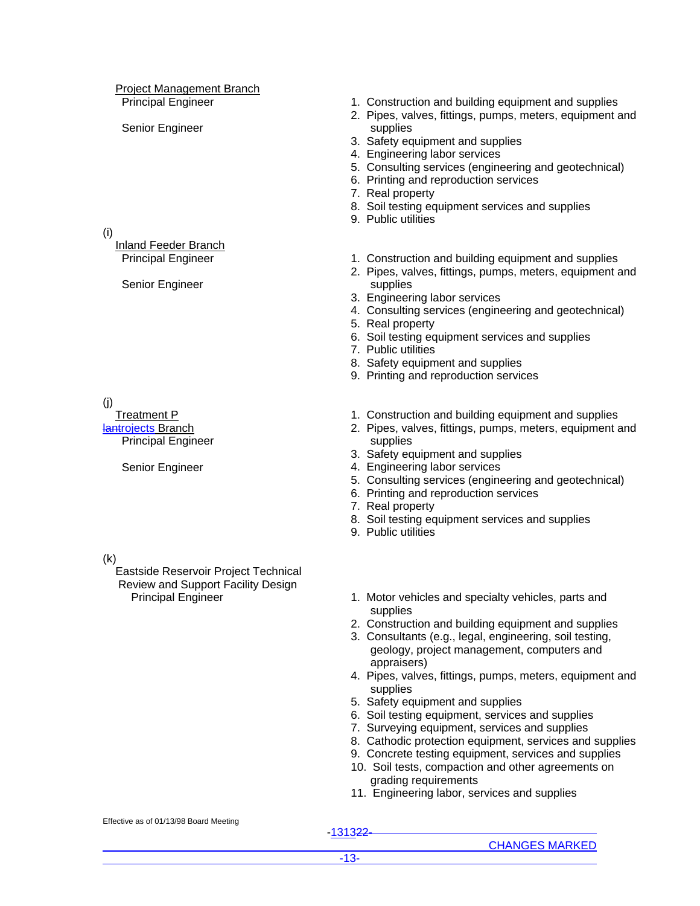Project Management Branch
Principal Engineer

Senior Engineer

1. Construction and building equipment and supplies
2. Pipes, valves, fittings, pumps, meters, equipment and supplies
3. Safety equipment and supplies
4. Engineering labor services
5. Consulting services (engineering and geotechnical)
6. Printing and reproduction services
7. Real property
8. Soil testing equipment services and supplies
9. Public utilities

(i)
Inland Feeder Branch
Principal Engineer

Senior Engineer

1. Construction and building equipment and supplies
2. Pipes, valves, fittings, pumps, meters, equipment and supplies
3. Engineering labor services
4. Consulting services (engineering and geotechnical)
5. Real property
6. Soil testing equipment services and supplies
7. Public utilities
8. Safety equipment and supplies
9. Printing and reproduction services

(j)
Treatment P~~lant~~rojects Branch
Principal Engineer

Senior Engineer

1. Construction and building equipment and supplies
2. Pipes, valves, fittings, pumps, meters, equipment and supplies
3. Safety equipment and supplies
4. Engineering labor services
5. Consulting services (engineering and geotechnical)
6. Printing and reproduction services
7. Real property
8. Soil testing equipment services and supplies
9. Public utilities

(k)
Eastside Reservoir Project Technical Review and Support Facility Design
Principal Engineer

1. Motor vehicles and specialty vehicles, parts and supplies
2. Construction and building equipment and supplies
3. Consultants (e.g., legal, engineering, soil testing, geology, project management, computers and appraisers)
4. Pipes, valves, fittings, pumps, meters, equipment and supplies
5. Safety equipment and supplies
6. Soil testing equipment, services and supplies
7. Surveying equipment, services and supplies
8. Cathodic protection equipment, services and supplies
9. Concrete testing equipment, services and supplies
10. Soil tests, compaction and other agreements on grading requirements
11. Engineering labor, services and supplies

Effective as of 01/13/98 Board Meeting

CHANGES MARKED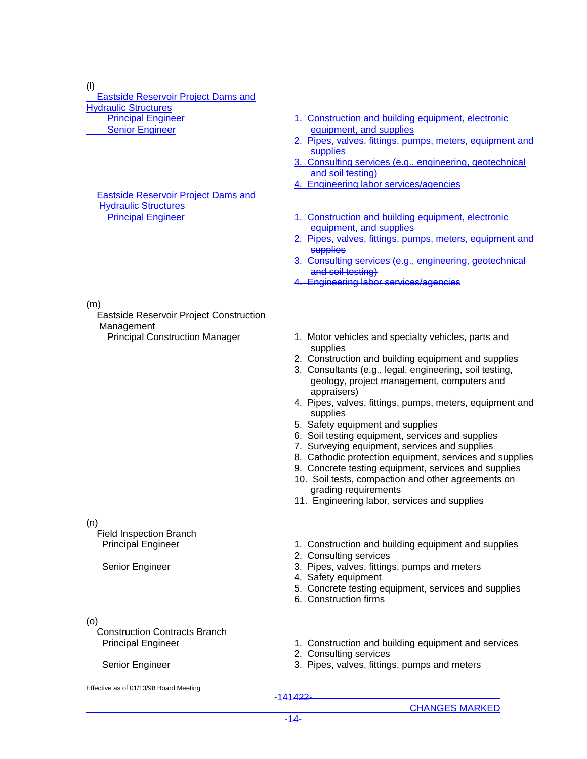(l)

Eastside Reservoir Project Dams and Hydraulic Structures
Principal Engineer
Senior Engineer

1. Construction and building equipment, electronic equipment, and supplies
2. Pipes, valves, fittings, pumps, meters, equipment and supplies
3. Consulting services (e.g., engineering, geotechnical and soil testing)
4. Engineering labor services/agencies

~~Eastside Reservoir Project Dams and Hydraulic Structures~~
~~Principal Engineer~~

~~1. Construction and building equipment, electronic equipment, and supplies~~
~~2. Pipes, valves, fittings, pumps, meters, equipment and supplies~~
~~3. Consulting services (e.g., engineering, geotechnical and soil testing)~~
~~4. Engineering labor services/agencies~~

(m)

Eastside Reservoir Project Construction Management
Principal Construction Manager

1. Motor vehicles and specialty vehicles, parts and supplies
2. Construction and building equipment and supplies
3. Consultants (e.g., legal, engineering, soil testing, geology, project management, computers and appraisers)
4. Pipes, valves, fittings, pumps, meters, equipment and supplies
5. Safety equipment and supplies
6. Soil testing equipment, services and supplies
7. Surveying equipment, services and supplies
8. Cathodic protection equipment, services and supplies
9. Concrete testing equipment, services and supplies
10. Soil tests, compaction and other agreements on grading requirements
11. Engineering labor, services and supplies

(n)

Field Inspection Branch
Principal Engineer
Senior Engineer

1. Construction and building equipment and supplies
2. Consulting services
3. Pipes, valves, fittings, pumps and meters
4. Safety equipment
5. Concrete testing equipment, services and supplies
6. Construction firms

(o)

Construction Contracts Branch
Principal Engineer
Senior Engineer

1. Construction and building equipment and services
2. Consulting services
3. Pipes, valves, fittings, pumps and meters

Effective as of 01/13/98 Board Meeting

CHANGES MARKED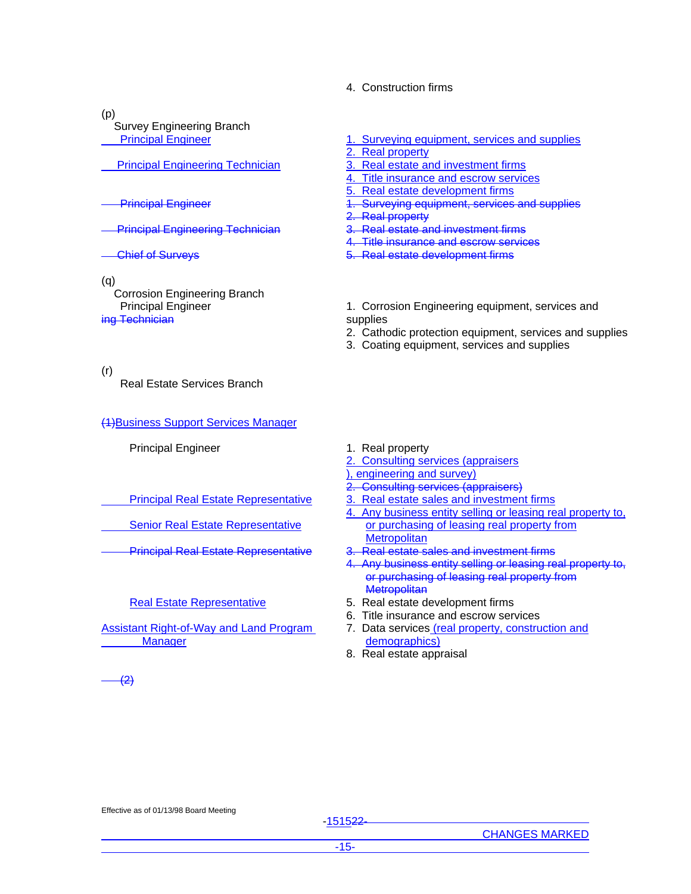4. Construction firms

(p) Survey Engineering Branch

| Position | Business Entities |
| --- | --- |
| Principal Engineer | 1. Surveying equipment, services and supplies |
| | 2. Real property |
| Principal Engineering Technician | 3. Real estate and investment firms |
| | 4. Title insurance and escrow services |
| | 5. Real estate development firms |
| ~~Principal Engineer~~ | ~~1. Surveying equipment, services and supplies~~ |
| | ~~2. Real property~~ |
| ~~Principal Engineering Technician~~ | ~~3. Real estate and investment firms~~ |
| | ~~4. Title insurance and escrow services~~ |
| ~~Chief of Surveys~~ | ~~5. Real estate development firms~~ |

(q) Corrosion Engineering Branch

| Position | Business Entities |
| --- | --- |
| Principal Engineer | 1. Corrosion Engineering equipment, services and supplies |
| ~~ing Technician~~ | 2. Cathodic protection equipment, services and supplies |
| | 3. Coating equipment, services and supplies |

(r) Real Estate Services Branch

~~(1)~~Business Support Services Manager

| Position | Business Entities |
| --- | --- |
| Principal Engineer | 1. Real property |
| | 2. Consulting services (appraisers), engineering and survey) |
| | ~~2. Consulting services (appraisers)~~ |
| Principal Real Estate Representative | 3. Real estate sales and investment firms |
| Senior Real Estate Representative | 4. Any business entity selling or leasing real property to, or purchasing of leasing real property from Metropolitan |
| ~~Principal Real Estate Representative~~ | ~~3. Real estate sales and investment firms~~ |
| | ~~4. Any business entity selling or leasing real property to, or purchasing of leasing real property from Metropolitan~~ |
| Real Estate Representative | 5. Real estate development firms |
| | 6. Title insurance and escrow services |
| Assistant Right-of-Way and Land Program Manager | 7. Data services (real property, construction and demographics) |
| | 8. Real estate appraisal |

~~(2)~~

Effective as of 01/13/98 Board Meeting

CHANGES MARKED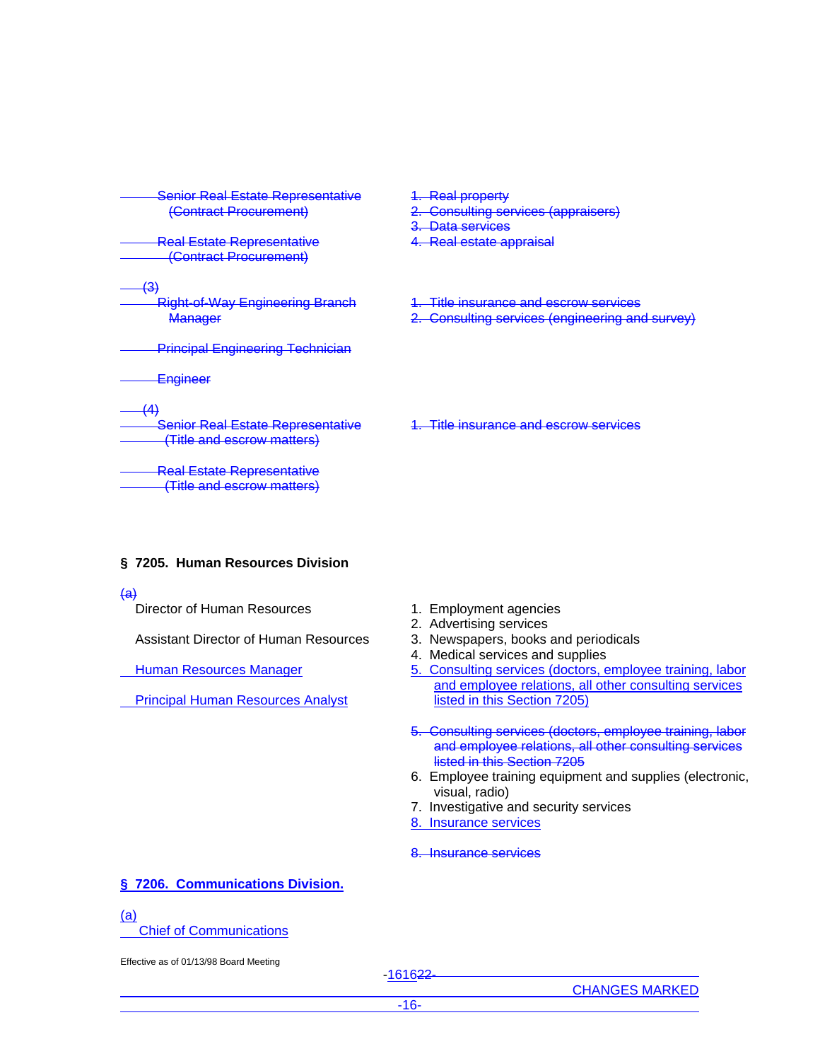~~Senior Real Estate Representative (Contract Procurement)~~

~~Real Estate Representative (Contract Procurement)~~

~~1. Real property~~
~~2. Consulting services (appraisers)~~
~~3. Data services~~
~~4. Real estate appraisal~~

~~(3)~~

~~Right-of-Way Engineering Branch Manager~~

~~Principal Engineering Technician~~

~~Engineer~~

~~1. Title insurance and escrow services~~
~~2. Consulting services (engineering and survey)~~

~~(4)~~

~~Senior Real Estate Representative (Title and escrow matters)~~

~~Real Estate Representative (Title and escrow matters)~~

~~1. Title insurance and escrow services~~

**§ 7205. Human Resources Division**

~~(a)~~

Director of Human Resources

Assistant Director of Human Resources

Human Resources Manager

Principal Human Resources Analyst

1. Employment agencies
2. Advertising services
3. Newspapers, books and periodicals
4. Medical services and supplies
5. Consulting services (doctors, employee training, labor and employee relations, all other consulting services listed in this Section 7205)

~~5. Consulting services (doctors, employee training, labor and employee relations, all other consulting services listed in this Section 7205~~

6. Employee training equipment and supplies (electronic, visual, radio)
7. Investigative and security services
8. Insurance services

~~8. Insurance services~~

**§ 7206. Communications Division.**

(a)

Chief of Communications

Effective as of 01/13/98 Board Meeting

CHANGES MARKED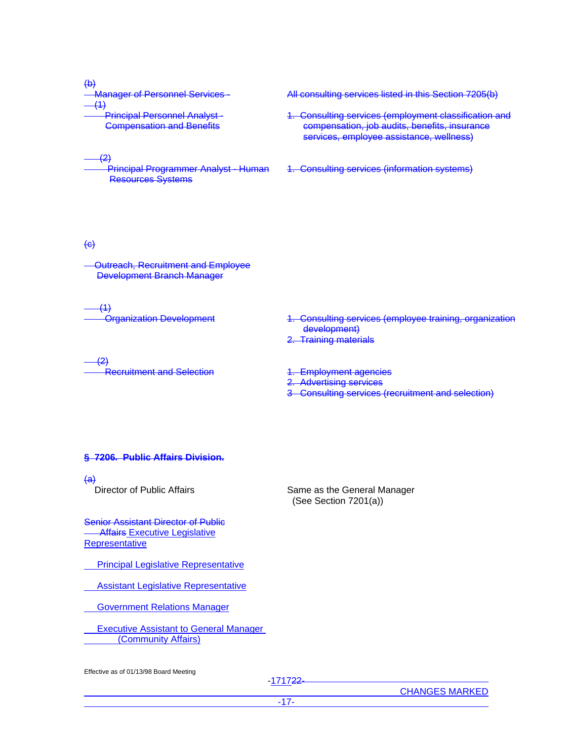(b)

| | |
|---|---|
| Manager of Personnel Services - | All consulting services listed in this Section 7205(b) |
| (1) Principal Personnel Analyst - Compensation and Benefits | 1. Consulting services (employment classification and compensation, job audits, benefits, insurance services, employee assistance, wellness) |
| (2) Principal Programmer Analyst - Human Resources Systems | 1. Consulting services (information systems) |

(c)

| | |
|---|---|
| Outreach, Recruitment and Employee Development Branch Manager | |
| (1) Organization Development | 1. Consulting services (employee training, organization development)<br>2. Training materials |
| (2) Recruitment and Selection | 1. Employment agencies<br>2. Advertising services<br>3 Consulting services (recruitment and selection) |

**§ 7206. Public Affairs Division.**

(a)

| | |
|---|---|
| Director of Public Affairs | Same as the General Manager (See Section 7201(a)) |
| Senior Assistant Director of Public Affairs Executive Legislative Representative | |
| Principal Legislative Representative | |
| Assistant Legislative Representative | |
| Government Relations Manager | |
| Executive Assistant to General Manager (Community Affairs) | |

Effective as of 01/13/98 Board Meeting

CHANGES MARKED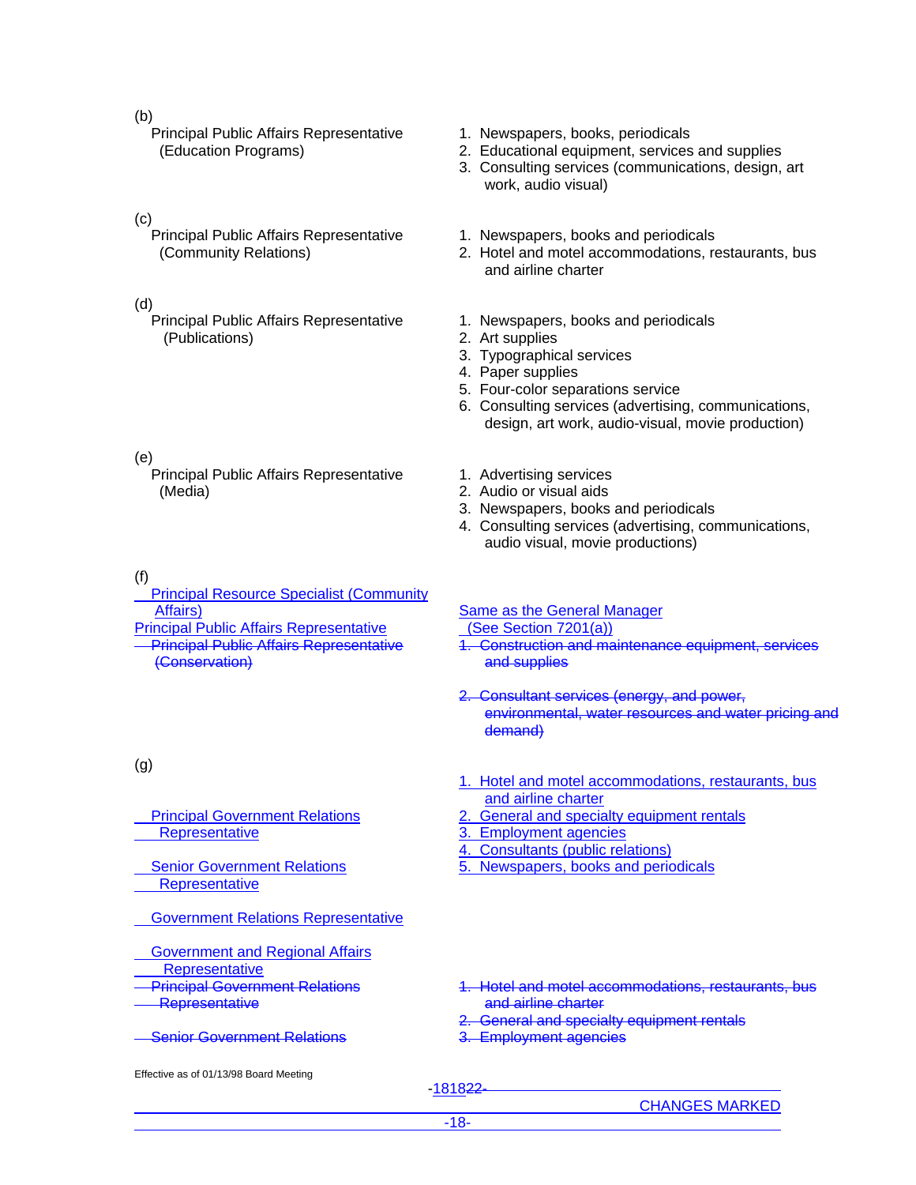(b)

| | |
|---|---|
| Principal Public Affairs Representative (Education Programs) | 1. Newspapers, books, periodicals<br>2. Educational equipment, services and supplies<br>3. Consulting services (communications, design, art work, audio visual) |

(c)

| | |
|---|---|
| Principal Public Affairs Representative (Community Relations) | 1. Newspapers, books and periodicals<br>2. Hotel and motel accommodations, restaurants, bus and airline charter |

(d)

| | |
|---|---|
| Principal Public Affairs Representative (Publications) | 1. Newspapers, books and periodicals<br>2. Art supplies<br>3. Typographical services<br>4. Paper supplies<br>5. Four-color separations service<br>6. Consulting services (advertising, communications, design, art work, audio-visual, movie production) |

(e)

| | |
|---|---|
| Principal Public Affairs Representative (Media) | 1. Advertising services<br>2. Audio or visual aids<br>3. Newspapers, books and periodicals<br>4. Consulting services (advertising, communications, audio visual, movie productions) |

(f)

| | |
|---|---|
| Principal Resource Specialist (Community Affairs)<br>Principal Public Affairs Representative<br>~~Principal Public Affairs Representative (Conservation)~~ | Same as the General Manager (See Section 7201(a))<br>~~1. Construction and maintenance equipment, services and supplies~~<br>~~2. Consultant services (energy, and power, environmental, water resources and water pricing and demand)~~ |

(g)

| | |
|---|---|
| Principal Government Relations Representative<br>Senior Government Relations Representative<br>Government Relations Representative<br>Government and Regional Affairs Representative | 1. Hotel and motel accommodations, restaurants, bus and airline charter<br>2. General and specialty equipment rentals<br>3. Employment agencies<br>4. Consultants (public relations)<br>5. Newspapers, books and periodicals |
| ~~Principal Government Relations Representative~~<br>~~Senior Government Relations~~ | ~~1. Hotel and motel accommodations, restaurants, bus and airline charter~~<br>~~2. General and specialty equipment rentals~~<br>~~3. Employment agencies~~ |

Effective as of 01/13/98 Board Meeting

CHANGES MARKED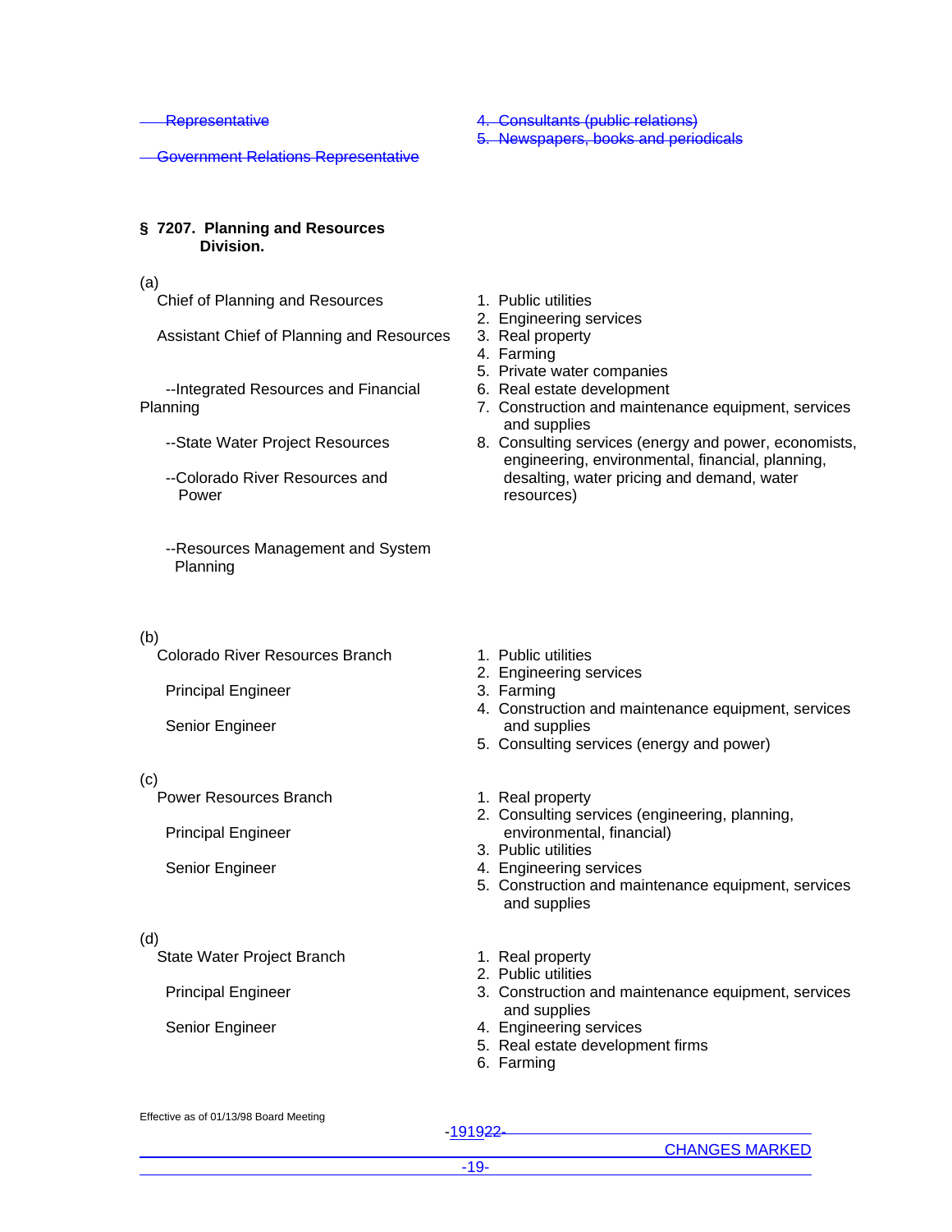~~Representative~~

~~Government Relations Representative~~

4. ~~Consultants (public relations)~~
5. ~~Newspapers, books and periodicals~~

**§ 7207. Planning and Resources Division.**

(a)

| Positions | Disclosure Categories |
| --- | --- |
| Chief of Planning and Resources<br>Assistant Chief of Planning and Resources<br>--Integrated Resources and Financial Planning<br>--State Water Project Resources<br>--Colorado River Resources and Power<br>--Resources Management and System Planning | 1. Public utilities<br>2. Engineering services<br>3. Real property<br>4. Farming<br>5. Private water companies<br>6. Real estate development<br>7. Construction and maintenance equipment, services and supplies<br>8. Consulting services (energy and power, economists, engineering, environmental, financial, planning, desalting, water pricing and demand, water resources) |

(b)

| Positions | Disclosure Categories |
| --- | --- |
| Colorado River Resources Branch<br>Principal Engineer<br>Senior Engineer | 1. Public utilities<br>2. Engineering services<br>3. Farming<br>4. Construction and maintenance equipment, services and supplies<br>5. Consulting services (energy and power) |

(c)

| Positions | Disclosure Categories |
| --- | --- |
| Power Resources Branch<br>Principal Engineer<br>Senior Engineer | 1. Real property<br>2. Consulting services (engineering, planning, environmental, financial)<br>3. Public utilities<br>4. Engineering services<br>5. Construction and maintenance equipment, services and supplies |

(d)

| Positions | Disclosure Categories |
| --- | --- |
| State Water Project Branch<br>Principal Engineer<br>Senior Engineer | 1. Real property<br>2. Public utilities<br>3. Construction and maintenance equipment, services and supplies<br>4. Engineering services<br>5. Real estate development firms<br>6. Farming |

Effective as of 01/13/98 Board Meeting

CHANGES MARKED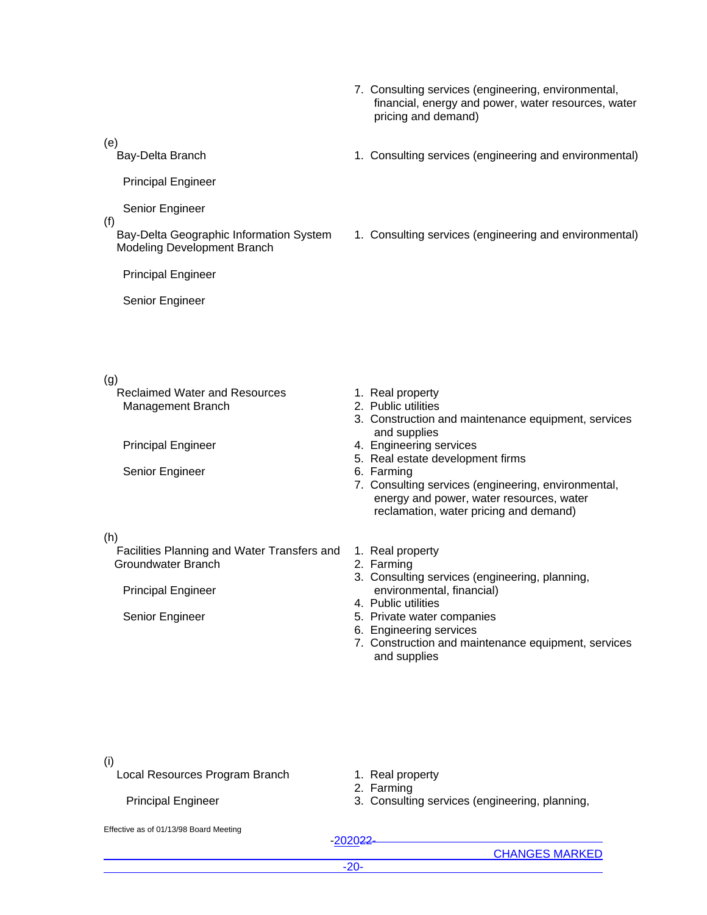7. Consulting services (engineering, environmental, financial, energy and power, water resources, water pricing and demand)

(e)

| Position | Disclosure Categories |
|---|---|
| Bay-Delta Branch | 1. Consulting services (engineering and environmental) |
| Principal Engineer | |
| Senior Engineer | |

(f)

| Position | Disclosure Categories |
|---|---|
| Bay-Delta Geographic Information System Modeling Development Branch | 1. Consulting services (engineering and environmental) |
| Principal Engineer | |
| Senior Engineer | |

(g)

| Position | Disclosure Categories |
|---|---|
| Reclaimed Water and Resources Management Branch | 1. Real property<br>2. Public utilities<br>3. Construction and maintenance equipment, services and supplies |
| Principal Engineer | 4. Engineering services<br>5. Real estate development firms |
| Senior Engineer | 6. Farming<br>7. Consulting services (engineering, environmental, energy and power, water resources, water reclamation, water pricing and demand) |

(h)

| Position | Disclosure Categories |
|---|---|
| Facilities Planning and Water Transfers and Groundwater Branch | 1. Real property<br>2. Farming<br>3. Consulting services (engineering, planning, environmental, financial) |
| Principal Engineer | 4. Public utilities |
| Senior Engineer | 5. Private water companies<br>6. Engineering services<br>7. Construction and maintenance equipment, services and supplies |

(i)

| Position | Disclosure Categories |
|---|---|
| Local Resources Program Branch | 1. Real property<br>2. Farming |
| Principal Engineer | 3. Consulting services (engineering, planning, |

Effective as of 01/13/98 Board Meeting

CHANGES MARKED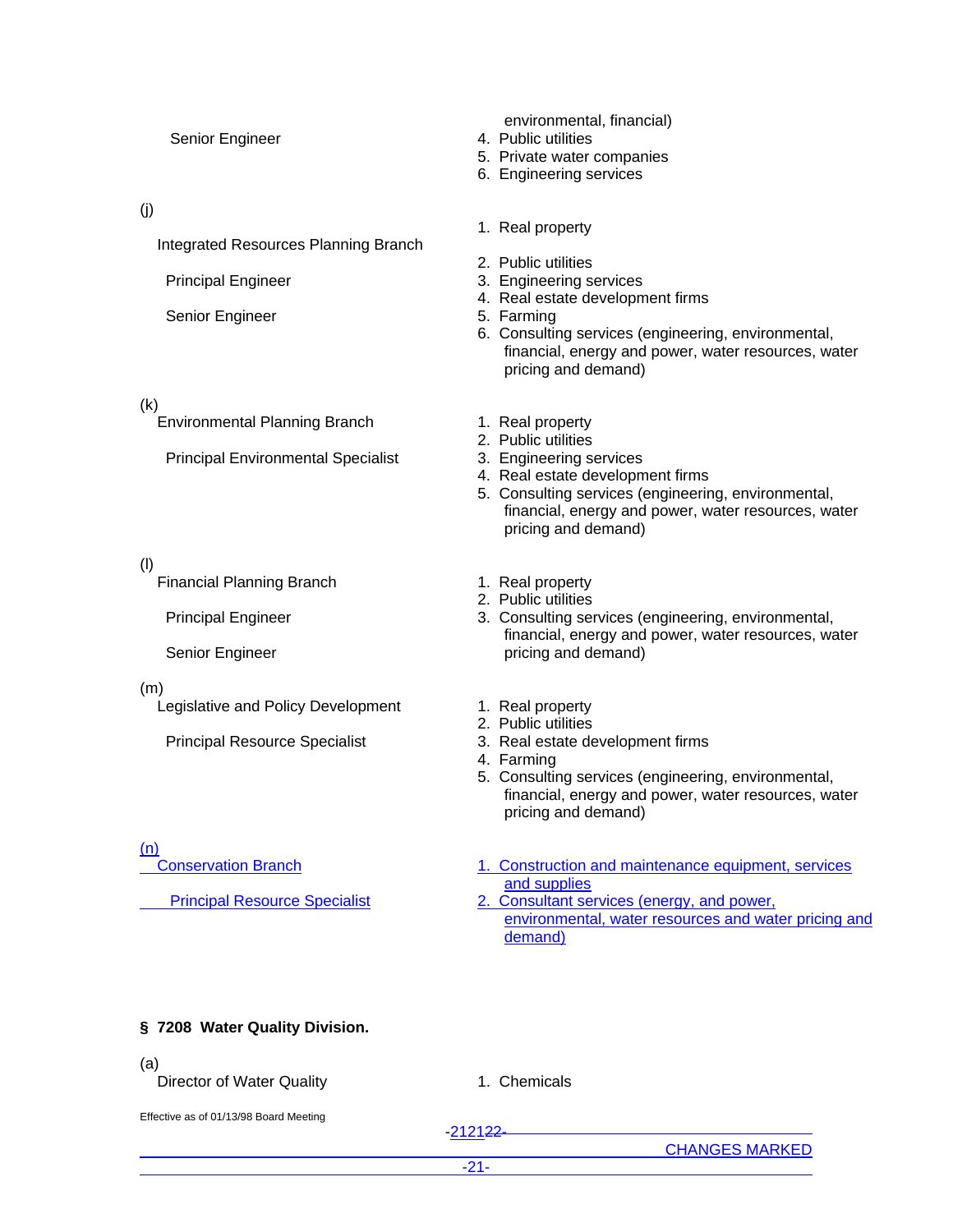| | |
|---|---|
| Senior Engineer | environmental, financial)<br>4. Public utilities<br>5. Private water companies<br>6. Engineering services |
| (j)<br>Integrated Resources Planning Branch<br>Principal Engineer<br>Senior Engineer | 1. Real property<br>2. Public utilities<br>3. Engineering services<br>4. Real estate development firms<br>5. Farming<br>6. Consulting services (engineering, environmental, financial, energy and power, water resources, water pricing and demand) |
| (k)<br>Environmental Planning Branch<br>Principal Environmental Specialist | 1. Real property<br>2. Public utilities<br>3. Engineering services<br>4. Real estate development firms<br>5. Consulting services (engineering, environmental, financial, energy and power, water resources, water pricing and demand) |
| (l)<br>Financial Planning Branch<br>Principal Engineer<br>Senior Engineer | 1. Real property<br>2. Public utilities<br>3. Consulting services (engineering, environmental, financial, energy and power, water resources, water pricing and demand) |
| (m)<br>Legislative and Policy Development<br>Principal Resource Specialist | 1. Real property<br>2. Public utilities<br>3. Real estate development firms<br>4. Farming<br>5. Consulting services (engineering, environmental, financial, energy and power, water resources, water pricing and demand) |
| (n)<br>Conservation Branch<br>Principal Resource Specialist | 1. Construction and maintenance equipment, services and supplies<br>2. Consultant services (energy, and power, environmental, water resources and water pricing and demand) |

## § 7208 Water Quality Division.

| | |
|---|---|
| (a)<br>Director of Water Quality | 1. Chemicals |

Effective as of 01/13/98 Board Meeting

CHANGES MARKED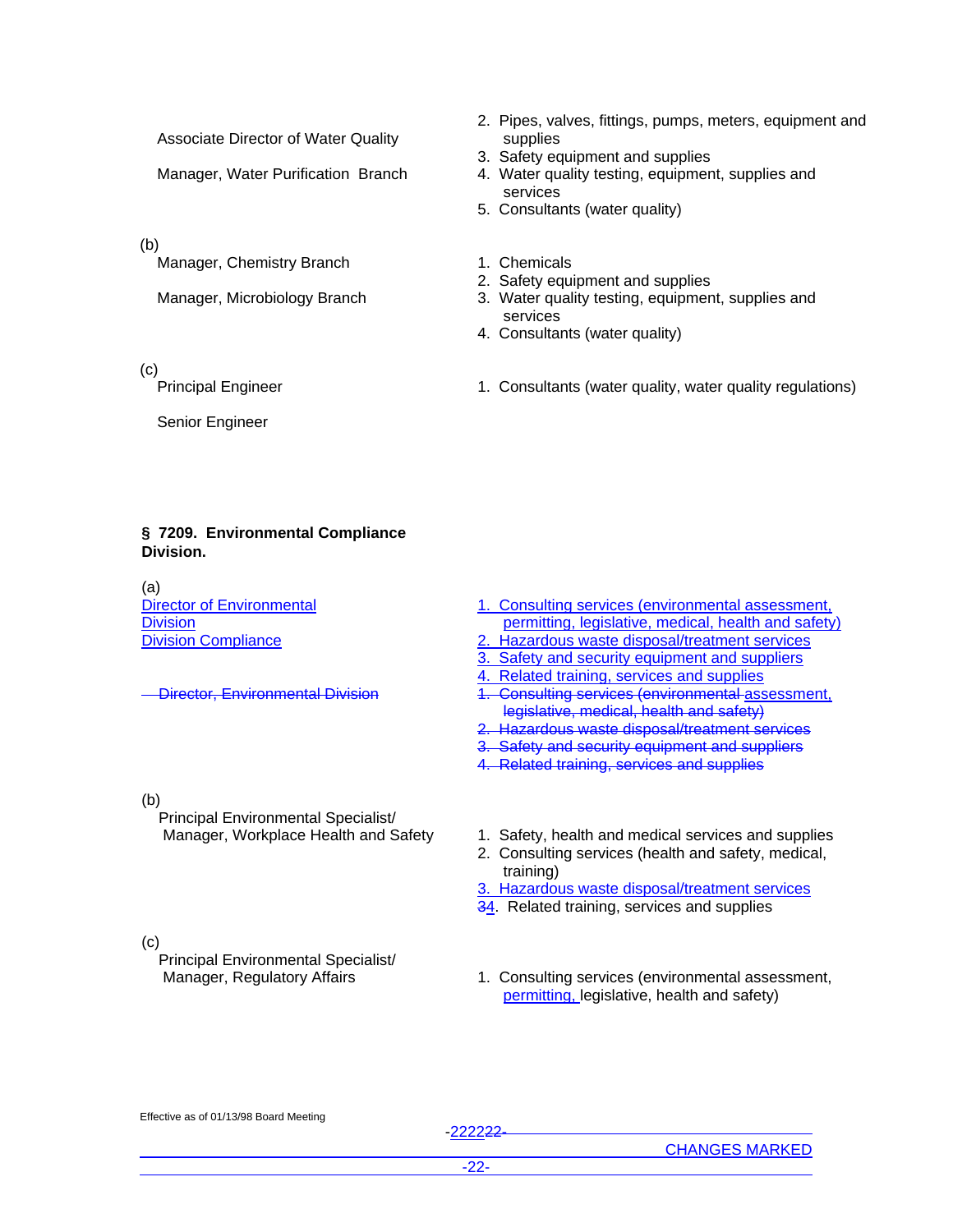| | |
|---|---|
| Associate Director of Water Quality | 2. Pipes, valves, fittings, pumps, meters, equipment and supplies |
| Manager, Water Purification Branch | 3. Safety equipment and supplies |
| | 4. Water quality testing, equipment, supplies and services |
| | 5. Consultants (water quality) |

(b)

| | |
|---|---|
| Manager, Chemistry Branch | 1. Chemicals |
| Manager, Microbiology Branch | 2. Safety equipment and supplies |
| | 3. Water quality testing, equipment, supplies and services |
| | 4. Consultants (water quality) |

(c)

| | |
|---|---|
| Principal Engineer | 1. Consultants (water quality, water quality regulations) |
| Senior Engineer | |

**§ 7209. Environmental Compliance Division.**

(a)

| | |
|---|---|
| Director of Environmental Division Division Compliance | 1. Consulting services (environmental assessment, permitting, legislative, medical, health and safety) |
| | 2. Hazardous waste disposal/treatment services |
| | 3. Safety and security equipment and suppliers |
| | 4. Related training, services and supplies |
| ~~Director, Environmental Division~~ | ~~1. Consulting services (environmental~~ assessment, ~~legislative, medical, health and safety)~~ |
| | ~~2. Hazardous waste disposal/treatment services~~ |
| | ~~3. Safety and security equipment and suppliers~~ |
| | ~~4. Related training, services and supplies~~ |

(b)

| | |
|---|---|
| Principal Environmental Specialist/ Manager, Workplace Health and Safety | 1. Safety, health and medical services and supplies |
| | 2. Consulting services (health and safety, medical, training) |
| | 3. Hazardous waste disposal/treatment services |
| | ~~3~~4. Related training, services and supplies |

(c)

| | |
|---|---|
| Principal Environmental Specialist/ Manager, Regulatory Affairs | 1. Consulting services (environmental assessment, permitting, legislative, health and safety) |

Effective as of 01/13/98 Board Meeting

CHANGES MARKED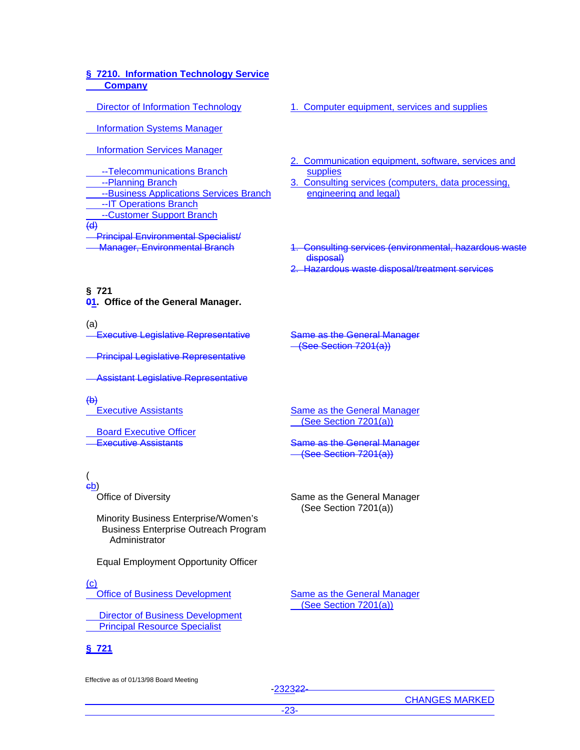**§ 7210. Information Technology Service Company**

| | |
|---|---|
| Director of Information Technology | 1. Computer equipment, services and supplies |
| Information Systems Manager | |
| Information Services Manager | 2. Communication equipment, software, services and supplies |
| --Telecommunications Branch | 3. Consulting services (computers, data processing, engineering and legal) |
| --Planning Branch | |
| --Business Applications Services Branch | |
| --IT Operations Branch | |
| --Customer Support Branch | |
| (d) | |
| Principal Environmental Specialist/ Manager, Environmental Branch | 1. Consulting services (environmental, hazardous waste disposal) |
| | 2. Hazardous waste disposal/treatment services |

**§ 72101. Office of the General Manager.**

(a)

| | |
|---|---|
| Executive Legislative Representative | Same as the General Manager (See Section 7201(a)) |
| Principal Legislative Representative | |
| Assistant Legislative Representative | |

(b)

| | |
|---|---|
| Executive Assistants | Same as the General Manager (See Section 7201(a)) |
| Board Executive Officer | |
| Executive Assistants | Same as the General Manager (See Section 7201(a)) |

(cb)

| | |
|---|---|
| Office of Diversity | Same as the General Manager (See Section 7201(a)) |
| Minority Business Enterprise/Women's Business Enterprise Outreach Program Administrator | |
| Equal Employment Opportunity Officer | |

(c)

| | |
|---|---|
| Office of Business Development | Same as the General Manager (See Section 7201(a)) |
| Director of Business Development | |
| Principal Resource Specialist | |

**§ 721**

Effective as of 01/13/98 Board Meeting

CHANGES MARKED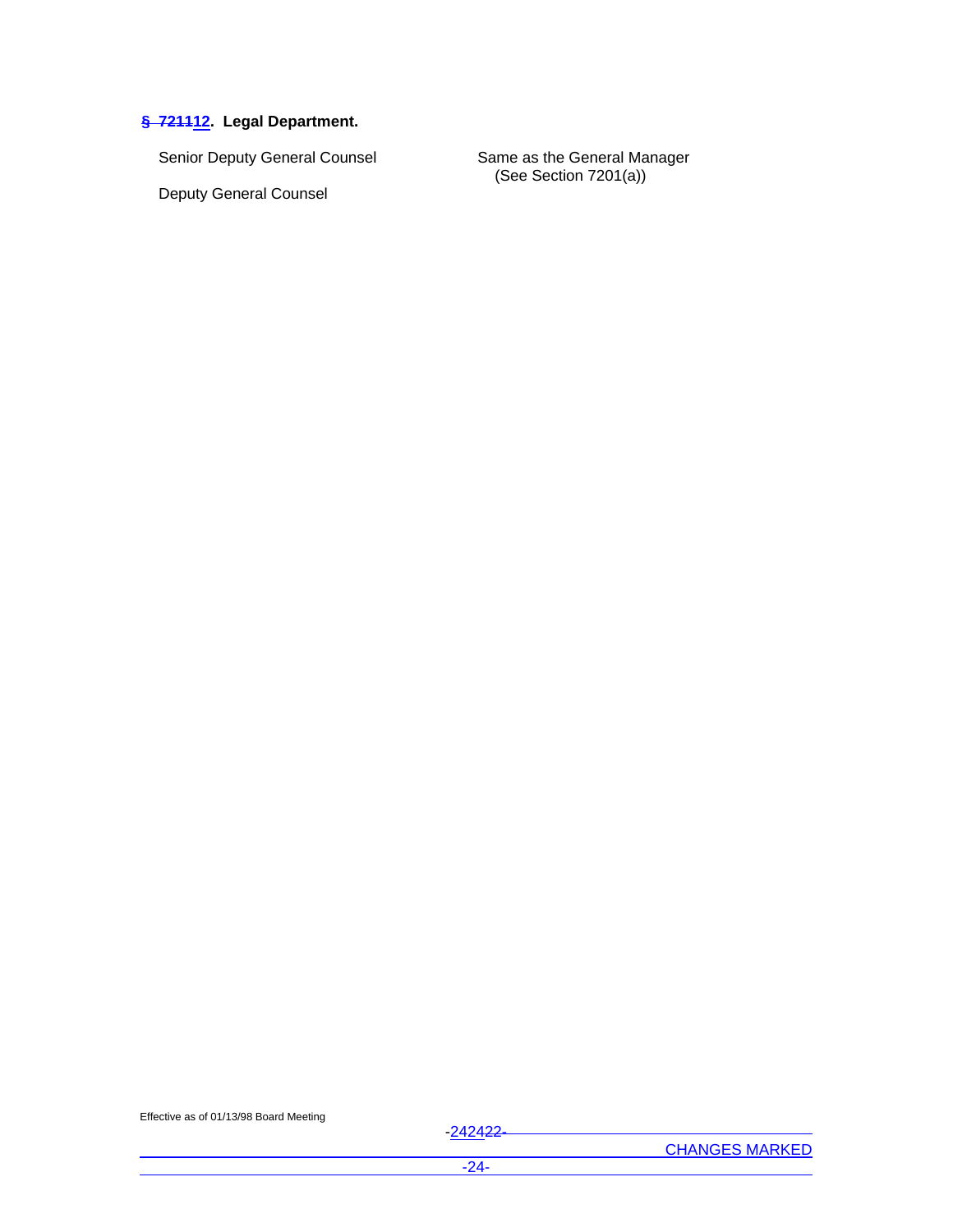**§ ~~7211~~12. Legal Department.**

| | |
|---|---|
| Senior Deputy General Counsel | Same as the General Manager (See Section 7201(a)) |
| Deputy General Counsel | |

Effective as of 01/13/98 Board Meeting

CHANGES MARKED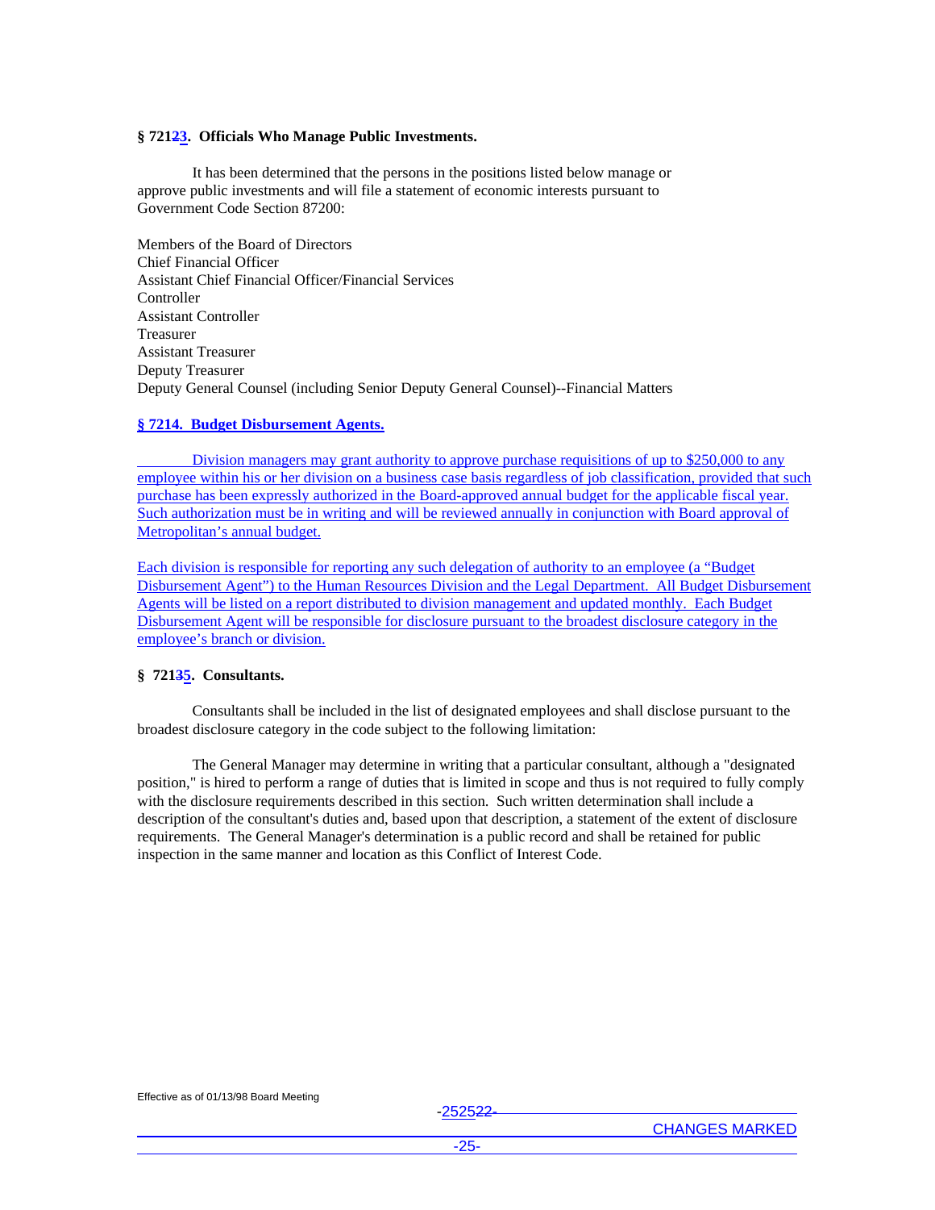**§ 72123. Officials Who Manage Public Investments.**

It has been determined that the persons in the positions listed below manage or approve public investments and will file a statement of economic interests pursuant to Government Code Section 87200:

Members of the Board of Directors
Chief Financial Officer
Assistant Chief Financial Officer/Financial Services
Controller
Assistant Controller
Treasurer
Assistant Treasurer
Deputy Treasurer
Deputy General Counsel (including Senior Deputy General Counsel)--Financial Matters

**§ 7214. Budget Disbursement Agents.**

Division managers may grant authority to approve purchase requisitions of up to $250,000 to any employee within his or her division on a business case basis regardless of job classification, provided that such purchase has been expressly authorized in the Board-approved annual budget for the applicable fiscal year. Such authorization must be in writing and will be reviewed annually in conjunction with Board approval of Metropolitan's annual budget.

Each division is responsible for reporting any such delegation of authority to an employee (a "Budget Disbursement Agent") to the Human Resources Division and the Legal Department. All Budget Disbursement Agents will be listed on a report distributed to division management and updated monthly. Each Budget Disbursement Agent will be responsible for disclosure pursuant to the broadest disclosure category in the employee's branch or division.

**§ 72135. Consultants.**

Consultants shall be included in the list of designated employees and shall disclose pursuant to the broadest disclosure category in the code subject to the following limitation:

The General Manager may determine in writing that a particular consultant, although a "designated position," is hired to perform a range of duties that is limited in scope and thus is not required to fully comply with the disclosure requirements described in this section. Such written determination shall include a description of the consultant's duties and, based upon that description, a statement of the extent of disclosure requirements. The General Manager's determination is a public record and shall be retained for public inspection in the same manner and location as this Conflict of Interest Code.

Effective as of 01/13/98 Board Meeting

CHANGES MARKED